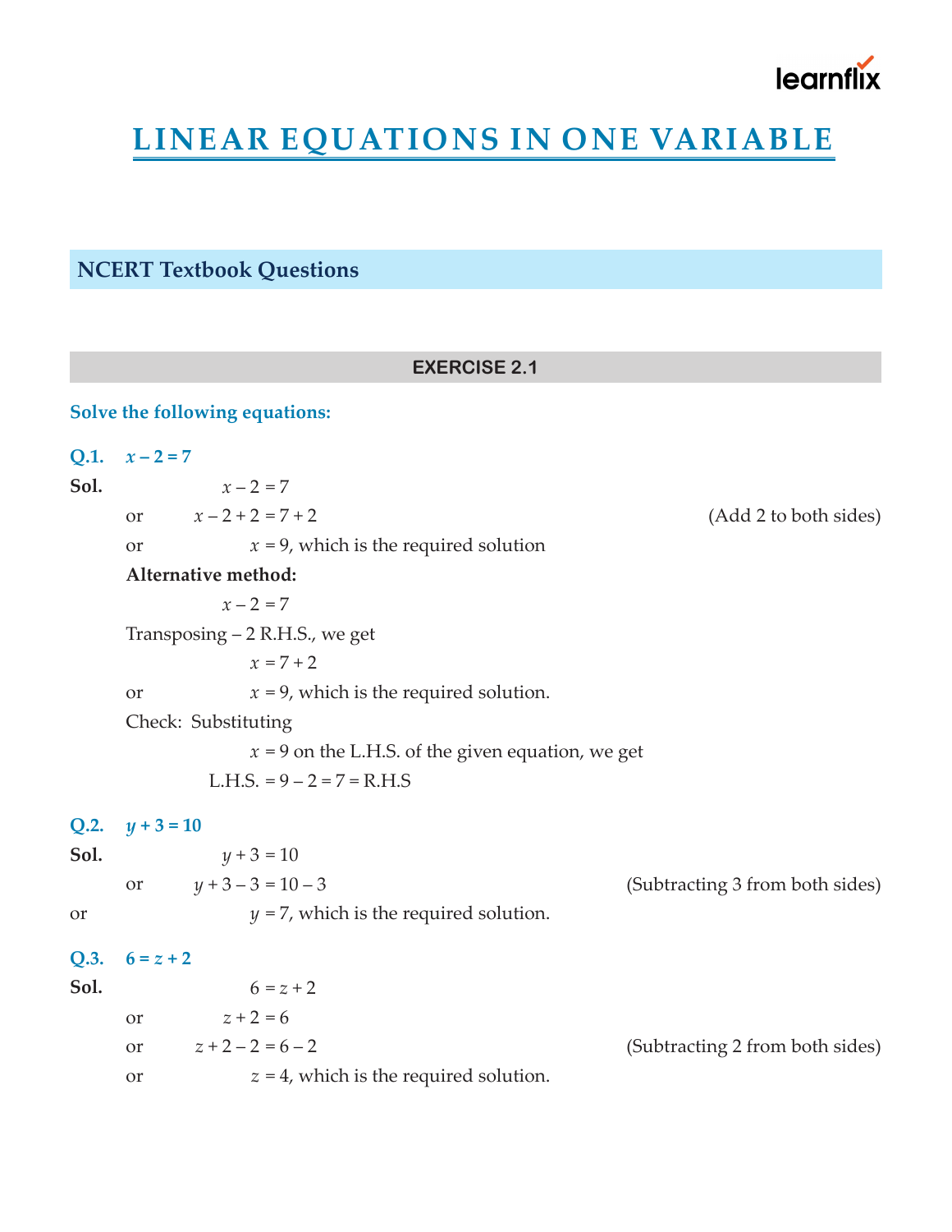# LINEAR EQUATIONS IN ONE VARIABLE

## NCERT Textbook Questions

### EXERCISE 2.1

**Solve the following equations:**

**Q.1.** $x - 2 = 7$

**Sol.** $x - 2 = 7$

or $x - 2 + 2 = 7 + 2$ (Add 2 to both sides)

or $x = 9$, which is the required solution

**Alternative method:**

$x - 2 = 7$

Transposing $-2$ R.H.S., we get

$x = 7 + 2$

or $x = 9$, which is the required solution.

Check: Substituting

$x = 9$ on the L.H.S. of the given equation, we get

L.H.S. $= 9 - 2 = 7 =$ R.H.S

**Q.2.** $y + 3 = 10$

**Sol.** $y + 3 = 10$

or $y + 3 - 3 = 10 - 3$ (Subtracting 3 from both sides)

or $y = 7$, which is the required solution.

**Q.3.** $6 = z + 2$

**Sol.** $6 = z + 2$

or $z + 2 = 6$

or $z + 2 - 2 = 6 - 2$ (Subtracting 2 from both sides)

or $z = 4$, which is the required solution.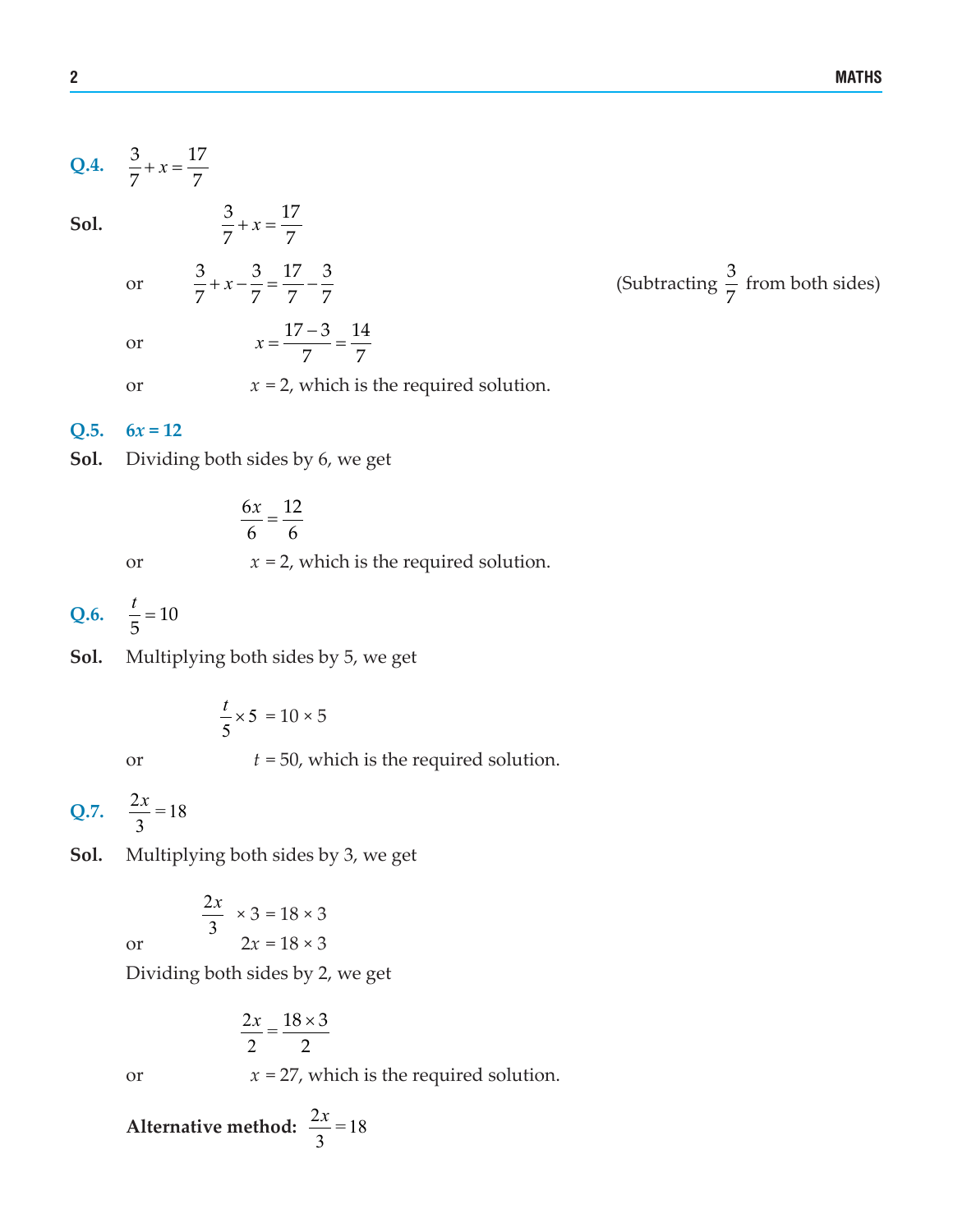**Q.4.** $\frac{3}{7} + x = \frac{17}{7}$

**Sol.**

$$\frac{3}{7} + x = \frac{17}{7}$$

or $\frac{3}{7} + x - \frac{3}{7} = \frac{17}{7} - \frac{3}{7}$ (Subtracting $\frac{3}{7}$ from both sides)

or $x = \frac{17 - 3}{7} = \frac{14}{7}$

or $x = 2$, which is the required solution.

**Q.5.** $6x = 12$

**Sol.** Dividing both sides by 6, we get

$$\frac{6x}{6} = \frac{12}{6}$$

or $x = 2$, which is the required solution.

**Q.6.** $\frac{t}{5} = 10$

**Sol.** Multiplying both sides by 5, we get

$$\frac{t}{5} \times 5 = 10 \times 5$$

or $t = 50$, which is the required solution.

**Q.7.** $\frac{2x}{3} = 18$

**Sol.** Multiplying both sides by 3, we get

$$\frac{2x}{3} \times 3 = 18 \times 3$$

or $2x = 18 \times 3$

Dividing both sides by 2, we get

$$\frac{2x}{2} = \frac{18 \times 3}{2}$$

or $x = 27$, which is the required solution.

**Alternative method:** $\frac{2x}{3} = 18$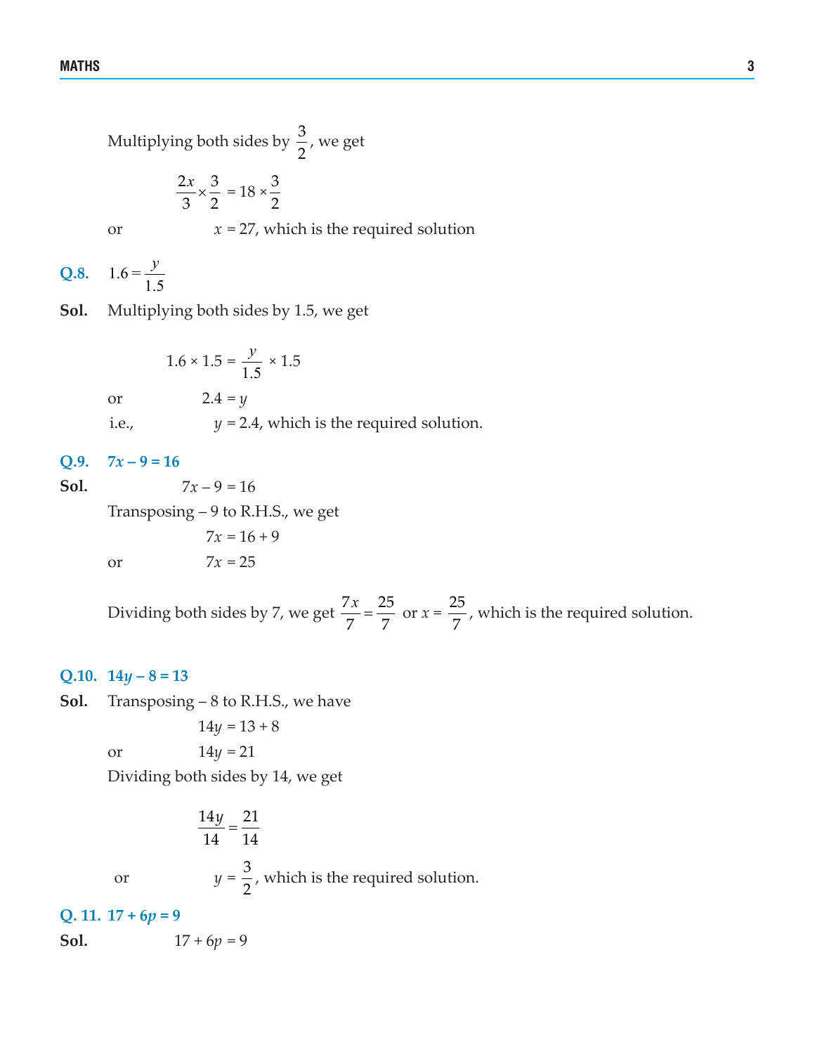Multiplying both sides by $\frac{3}{2}$, we get

$$\frac{2x}{3} \times \frac{3}{2} = 18 \times \frac{3}{2}$$

or $\quad x = 27$, which is the required solution

**Q.8.** $1.6 = \frac{y}{1.5}$

**Sol.** Multiplying both sides by 1.5, we get

$$1.6 \times 1.5 = \frac{y}{1.5} \times 1.5$$

or $\quad 2.4 = y$

i.e., $\quad y = 2.4$, which is the required solution.

**Q.9.** $\mathbf{7x - 9 = 16}$

**Sol.** $\quad 7x - 9 = 16$

Transposing $-9$ to R.H.S., we get

$$7x = 16 + 9$$

or $\quad 7x = 25$

Dividing both sides by 7, we get $\frac{7x}{7} = \frac{25}{7}$ or $x = \frac{25}{7}$, which is the required solution.

**Q.10.** $\mathbf{14y - 8 = 13}$

**Sol.** Transposing $-8$ to R.H.S., we have

$$14y = 13 + 8$$

or $\quad 14y = 21$

Dividing both sides by 14, we get

$$\frac{14y}{14} = \frac{21}{14}$$

or $\quad y = \frac{3}{2}$, which is the required solution.

**Q. 11.** $\mathbf{17 + 6p = 9}$

**Sol.** $\quad 17 + 6p = 9$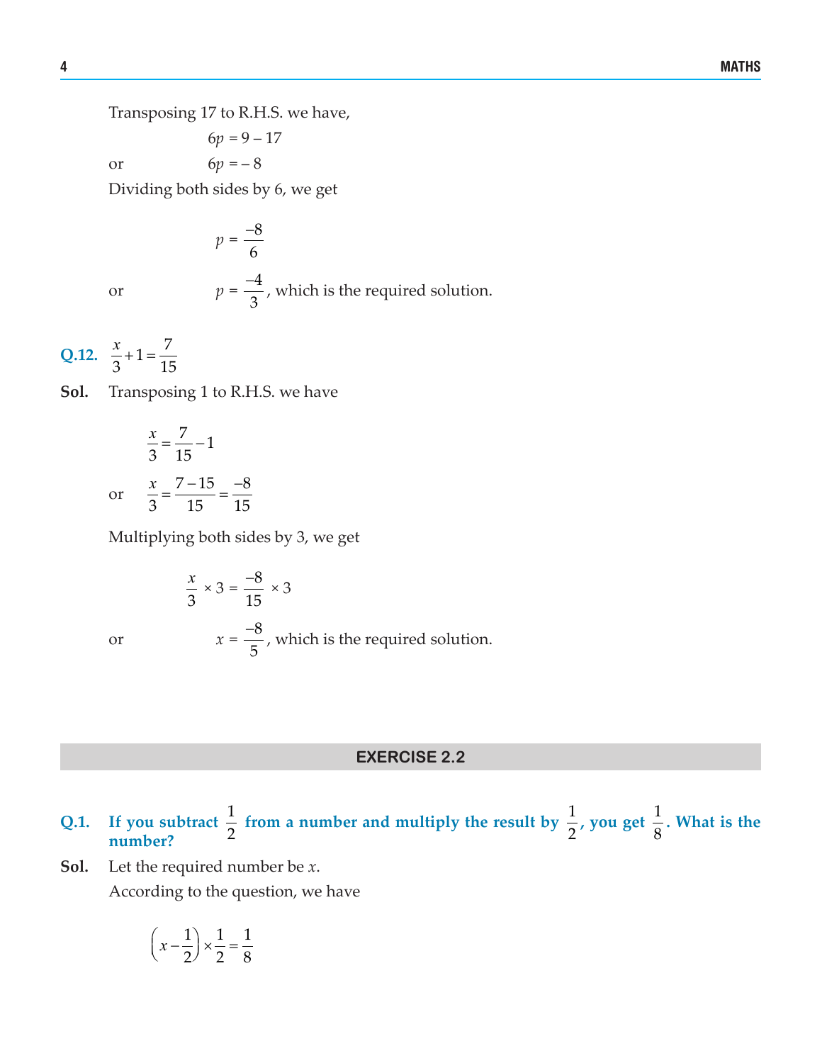Transposing 17 to R.H.S. we have,

$$6p = 9 - 17$$

or $$6p = -8$$

Dividing both sides by 6, we get

$$p = \frac{-8}{6}$$

or $$p = \frac{-4}{3}$$, which is the required solution.

**Q.12.** $\frac{x}{3} + 1 = \frac{7}{15}$

**Sol.** Transposing 1 to R.H.S. we have

$$\frac{x}{3} = \frac{7}{15} - 1$$

or $$\frac{x}{3} = \frac{7-15}{15} = \frac{-8}{15}$$

Multiplying both sides by 3, we get

$$\frac{x}{3} \times 3 = \frac{-8}{15} \times 3$$

or $$x = \frac{-8}{5}$$, which is the required solution.

## EXERCISE 2.2

**Q.1. If you subtract $\frac{1}{2}$ from a number and multiply the result by $\frac{1}{2}$, you get $\frac{1}{8}$. What is the number?**

**Sol.** Let the required number be $x$.

According to the question, we have

$$\left(x - \frac{1}{2}\right) \times \frac{1}{2} = \frac{1}{8}$$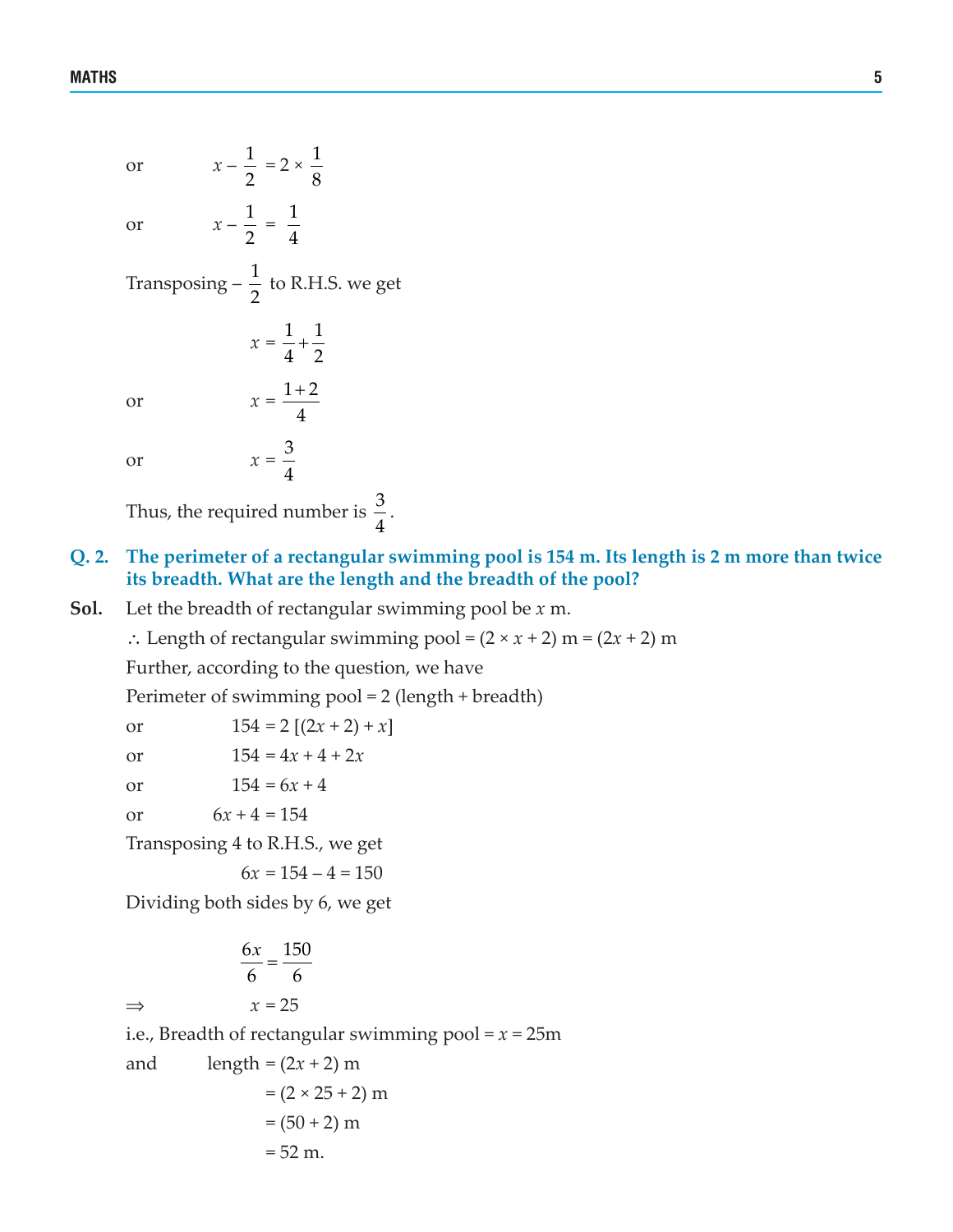or $\quad x - \frac{1}{2} = 2 \times \frac{1}{8}$

or $\quad x - \frac{1}{2} = \frac{1}{4}$

Transposing $-\frac{1}{2}$ to R.H.S. we get

$$x = \frac{1}{4} + \frac{1}{2}$$

or $\quad x = \frac{1+2}{4}$

or $\quad x = \frac{3}{4}$

Thus, the required number is $\frac{3}{4}$.

**Q. 2. The perimeter of a rectangular swimming pool is 154 m. Its length is 2 m more than twice its breadth. What are the length and the breadth of the pool?**

**Sol.** Let the breadth of rectangular swimming pool be $x$ m.

$\therefore$ Length of rectangular swimming pool = $(2 \times x + 2)$ m = $(2x + 2)$ m

Further, according to the question, we have

Perimeter of swimming pool = 2 (length + breadth)

or $\quad 154 = 2\,[(2x + 2) + x]$

or $\quad 154 = 4x + 4 + 2x$

or $\quad 154 = 6x + 4$

or $\quad 6x + 4 = 154$

Transposing 4 to R.H.S., we get

$$6x = 154 - 4 = 150$$

Dividing both sides by 6, we get

$$\frac{6x}{6} = \frac{150}{6}$$

$\Rightarrow \quad x = 25$

i.e., Breadth of rectangular swimming pool = $x$ = 25m

and $\quad$ length = $(2x + 2)$ m

$= (2 \times 25 + 2)$ m

$= (50 + 2)$ m

$= 52$ m.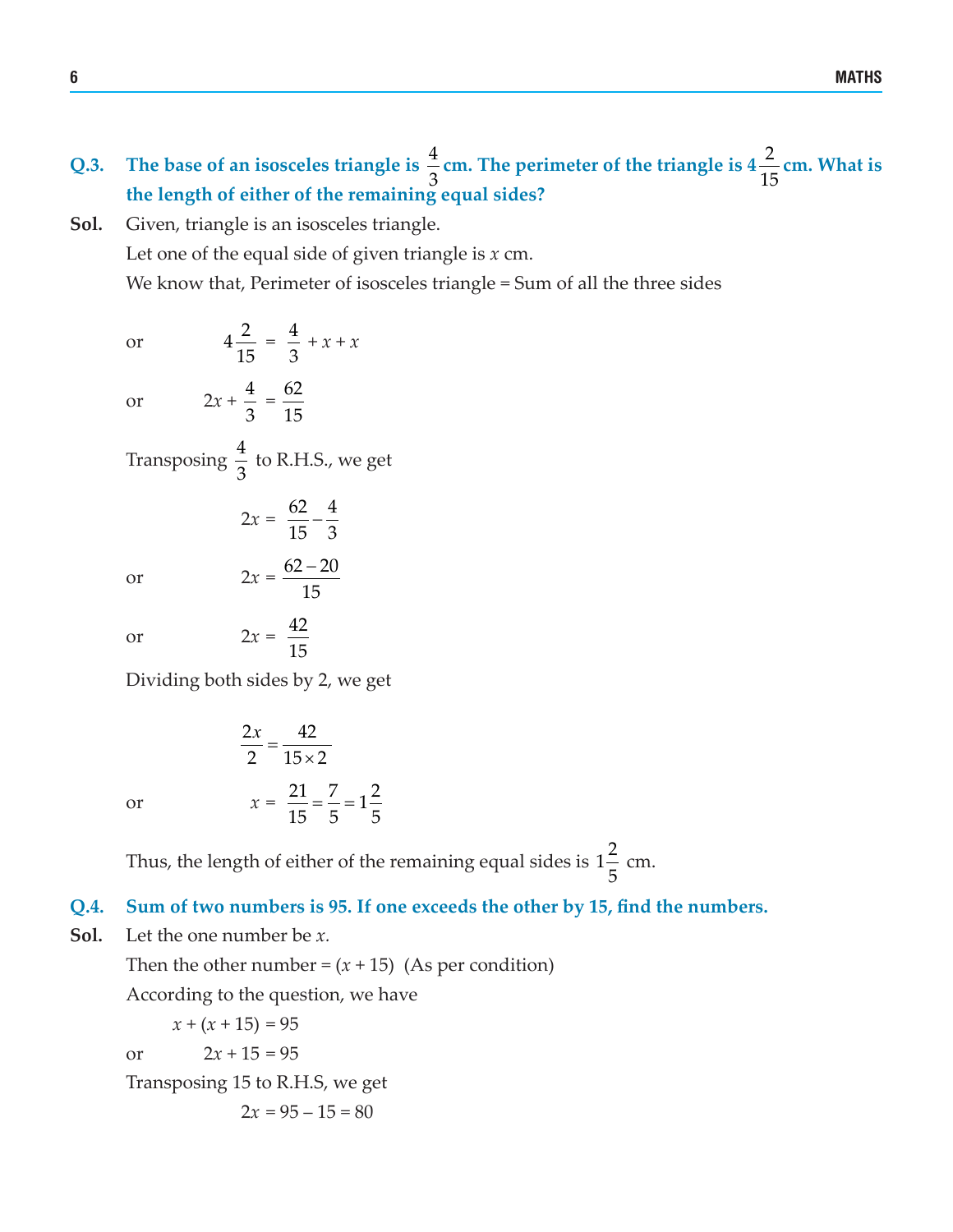**Q.3. The base of an isosceles triangle is $\frac{4}{3}$ cm. The perimeter of the triangle is $4\frac{2}{15}$ cm. What is the length of either of the remaining equal sides?**

**Sol.** Given, triangle is an isosceles triangle.

Let one of the equal side of given triangle is $x$ cm.

We know that, Perimeter of isosceles triangle = Sum of all the three sides

or $$4\frac{2}{15} = \frac{4}{3} + x + x$$

or $$2x + \frac{4}{3} = \frac{62}{15}$$

Transposing $\frac{4}{3}$ to R.H.S., we get

$$2x = \frac{62}{15} - \frac{4}{3}$$

or $$2x = \frac{62 - 20}{15}$$

or $$2x = \frac{42}{15}$$

Dividing both sides by 2, we get

$$\frac{2x}{2} = \frac{42}{15 \times 2}$$

or $$x = \frac{21}{15} = \frac{7}{5} = 1\frac{2}{5}$$

Thus, the length of either of the remaining equal sides is $1\frac{2}{5}$ cm.

**Q.4. Sum of two numbers is 95. If one exceeds the other by 15, find the numbers.**

**Sol.** Let the one number be $x$.

Then the other number = $(x + 15)$ (As per condition)

According to the question, we have

$$x + (x + 15) = 95$$

or $$2x + 15 = 95$$

Transposing 15 to R.H.S, we get

$$2x = 95 - 15 = 80$$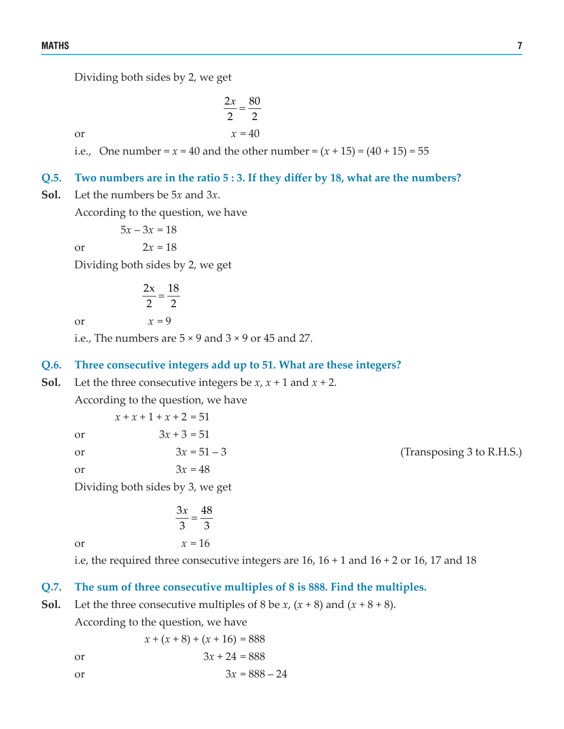Dividing both sides by 2, we get

$$\frac{2x}{2} = \frac{80}{2}$$

or $$x = 40$$

i.e., One number = $x$ = 40 and the other number = $(x + 15) = (40 + 15) = 55$

**Q.5. Two numbers are in the ratio 5 : 3. If they differ by 18, what are the numbers?**

**Sol.** Let the numbers be $5x$ and $3x$.

According to the question, we have

$$5x - 3x = 18$$

or $$2x = 18$$

Dividing both sides by 2, we get

$$\frac{2x}{2} = \frac{18}{2}$$

or $$x = 9$$

i.e., The numbers are $5 \times 9$ and $3 \times 9$ or 45 and 27.

**Q.6. Three consecutive integers add up to 51. What are these integers?**

**Sol.** Let the three consecutive integers be $x$, $x + 1$ and $x + 2$.

According to the question, we have

$$x + x + 1 + x + 2 = 51$$

or $$3x + 3 = 51$$

or $$3x = 51 - 3 \quad \text{(Transposing 3 to R.H.S.)}$$

or $$3x = 48$$

Dividing both sides by 3, we get

$$\frac{3x}{3} = \frac{48}{3}$$

or $$x = 16$$

i.e, the required three consecutive integers are 16, 16 + 1 and 16 + 2 or 16, 17 and 18

**Q.7. The sum of three consecutive multiples of 8 is 888. Find the multiples.**

**Sol.** Let the three consecutive multiples of 8 be $x$, $(x + 8)$ and $(x + 8 + 8)$.

According to the question, we have

$$x + (x + 8) + (x + 16) = 888$$

or $$3x + 24 = 888$$

or $$3x = 888 - 24$$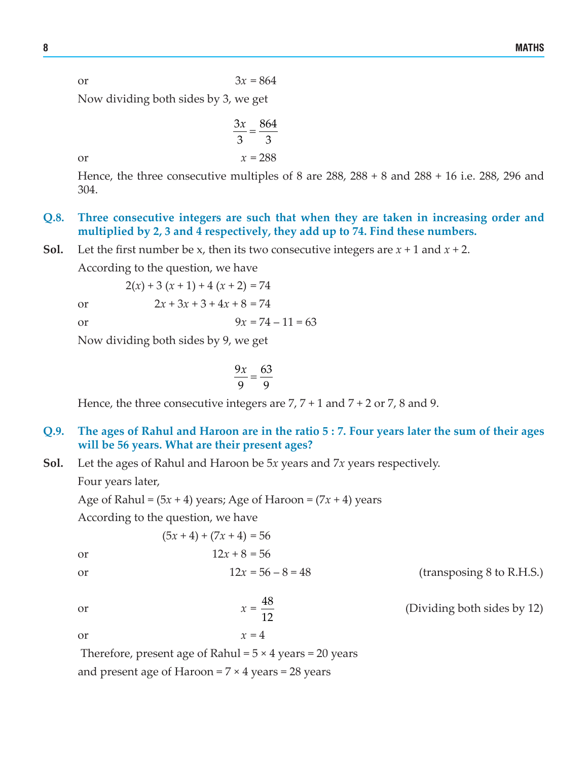or $$3x = 864$$

Now dividing both sides by 3, we get

$$\frac{3x}{3} = \frac{864}{3}$$

or $$x = 288$$

Hence, the three consecutive multiples of 8 are 288, 288 + 8 and 288 + 16 i.e. 288, 296 and 304.

**Q.8. Three consecutive integers are such that when they are taken in increasing order and multiplied by 2, 3 and 4 respectively, they add up to 74. Find these numbers.**

**Sol.** Let the first number be x, then its two consecutive integers are $x + 1$ and $x + 2$.

According to the question, we have

$$2(x) + 3\,(x + 1) + 4\,(x + 2) = 74$$

or $$2x + 3x + 3 + 4x + 8 = 74$$

or $$9x = 74 - 11 = 63$$

Now dividing both sides by 9, we get

$$\frac{9x}{9} = \frac{63}{9}$$

Hence, the three consecutive integers are 7, 7 + 1 and 7 + 2 or 7, 8 and 9.

**Q.9. The ages of Rahul and Haroon are in the ratio 5 : 7. Four years later the sum of their ages will be 56 years. What are their present ages?**

**Sol.** Let the ages of Rahul and Haroon be $5x$ years and $7x$ years respectively.

Four years later,

Age of Rahul = $(5x + 4)$ years; Age of Haroon = $(7x + 4)$ years

According to the question, we have

$$(5x + 4) + (7x + 4) = 56$$

or $$12x + 8 = 56$$

or $$12x = 56 - 8 = 48 \quad \text{(transposing 8 to R.H.S.)}$$

or $$x = \frac{48}{12} \quad \text{(Dividing both sides by 12)}$$

or $$x = 4$$

Therefore, present age of Rahul = 5 × 4 years = 20 years

and present age of Haroon = 7 × 4 years = 28 years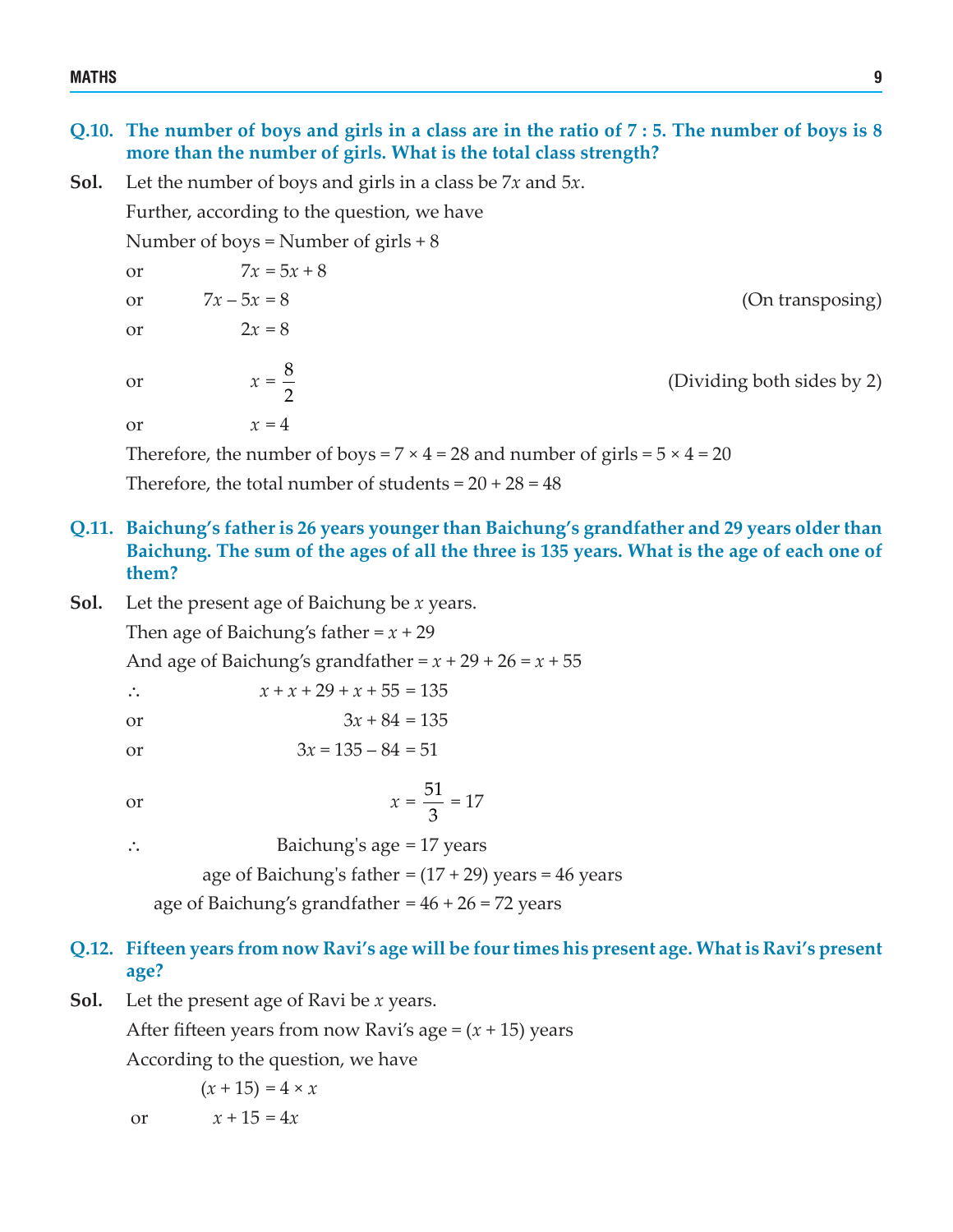**Q.10. The number of boys and girls in a class are in the ratio of 7 : 5. The number of boys is 8 more than the number of girls. What is the total class strength?**

**Sol.** Let the number of boys and girls in a class be $7x$ and $5x$.

Further, according to the question, we have

Number of boys = Number of girls + 8

or $\quad 7x = 5x + 8$

or $\quad 7x - 5x = 8$ (On transposing)

or $\quad 2x = 8$

or $\quad x = \frac{8}{2}$ (Dividing both sides by 2)

or $\quad x = 4$

Therefore, the number of boys = $7 \times 4 = 28$ and number of girls = $5 \times 4 = 20$

Therefore, the total number of students = $20 + 28 = 48$

**Q.11. Baichung's father is 26 years younger than Baichung's grandfather and 29 years older than Baichung. The sum of the ages of all the three is 135 years. What is the age of each one of them?**

**Sol.** Let the present age of Baichung be $x$ years.

Then age of Baichung's father = $x + 29$

And age of Baichung's grandfather = $x + 29 + 26 = x + 55$

$\therefore \quad x + x + 29 + x + 55 = 135$

or $\quad 3x + 84 = 135$

or $\quad 3x = 135 - 84 = 51$

or $\quad x = \frac{51}{3} = 17$

$\therefore$ Baichung's age = 17 years

age of Baichung's father = $(17 + 29)$ years = 46 years

age of Baichung's grandfather = $46 + 26 = 72$ years

**Q.12. Fifteen years from now Ravi's age will be four times his present age. What is Ravi's present age?**

**Sol.** Let the present age of Ravi be $x$ years.

After fifteen years from now Ravi's age = $(x + 15)$ years

According to the question, we have

$(x + 15) = 4 \times x$

or $\quad x + 15 = 4x$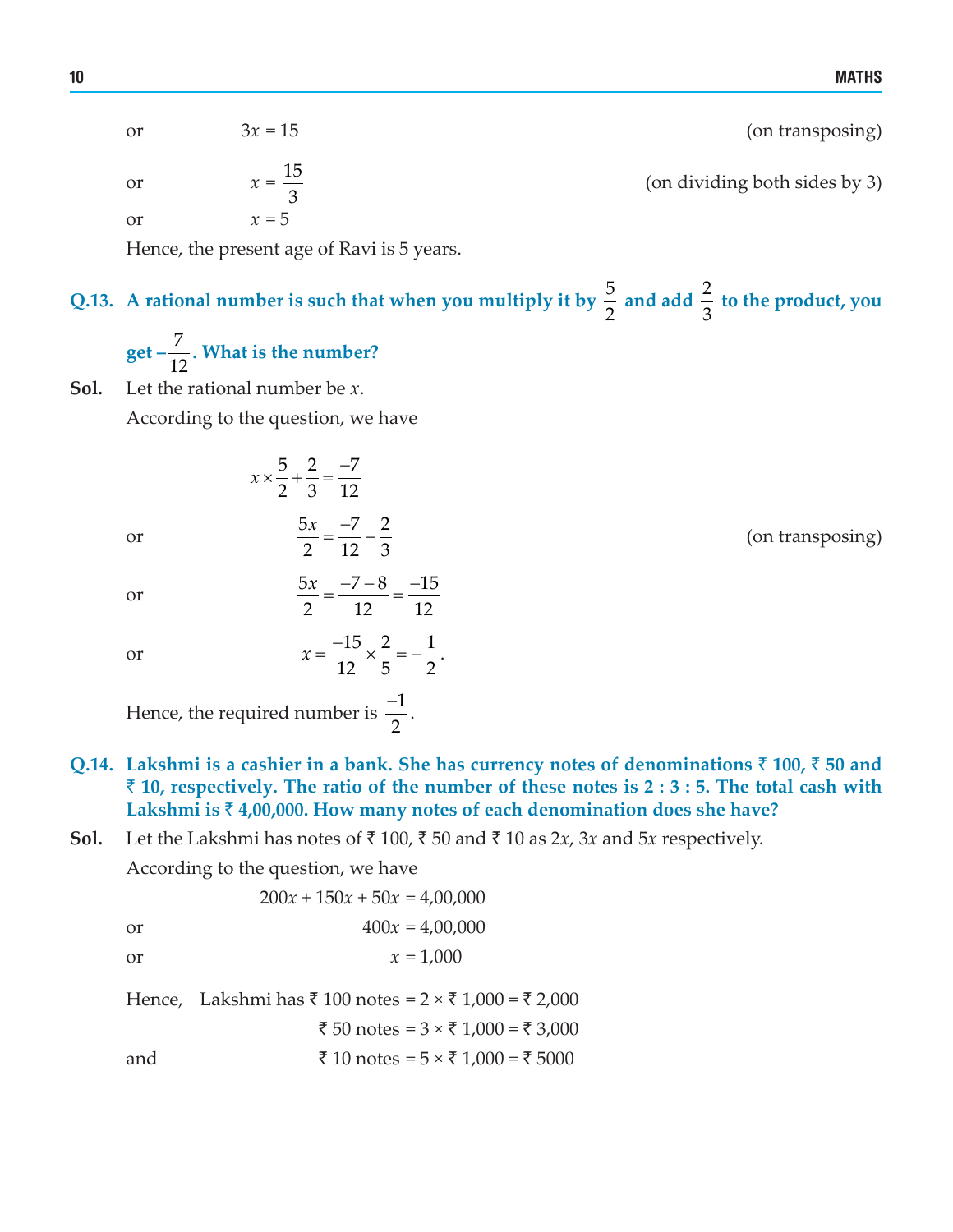or $\quad 3x = 15$ (on transposing)

or $\quad x = \frac{15}{3}$ (on dividing both sides by 3)

or $\quad x = 5$

Hence, the present age of Ravi is 5 years.

**Q.13. A rational number is such that when you multiply it by $\frac{5}{2}$ and add $\frac{2}{3}$ to the product, you get $-\frac{7}{12}$. What is the number?**

**Sol.** Let the rational number be $x$.

According to the question, we have

$$x \times \frac{5}{2} + \frac{2}{3} = \frac{-7}{12}$$

or $\quad \frac{5x}{2} = \frac{-7}{12} - \frac{2}{3}$ (on transposing)

or $\quad \frac{5x}{2} = \frac{-7-8}{12} = \frac{-15}{12}$

or $\quad x = \frac{-15}{12} \times \frac{2}{5} = -\frac{1}{2}.$

Hence, the required number is $\frac{-1}{2}$.

**Q.14. Lakshmi is a cashier in a bank. She has currency notes of denominations ₹ 100, ₹ 50 and ₹ 10, respectively. The ratio of the number of these notes is 2 : 3 : 5. The total cash with Lakshmi is ₹ 4,00,000. How many notes of each denomination does she have?**

**Sol.** Let the Lakshmi has notes of ₹ 100, ₹ 50 and ₹ 10 as $2x$, $3x$ and $5x$ respectively.

According to the question, we have

$$200x + 150x + 50x = 4,00,000$$

or $\quad 400x = 4,00,000$

or $\quad x = 1,000$

Hence, Lakshmi has ₹ 100 notes = 2 × ₹ 1,000 = ₹ 2,000

₹ 50 notes = 3 × ₹ 1,000 = ₹ 3,000

and ₹ 10 notes = 5 × ₹ 1,000 = ₹ 5000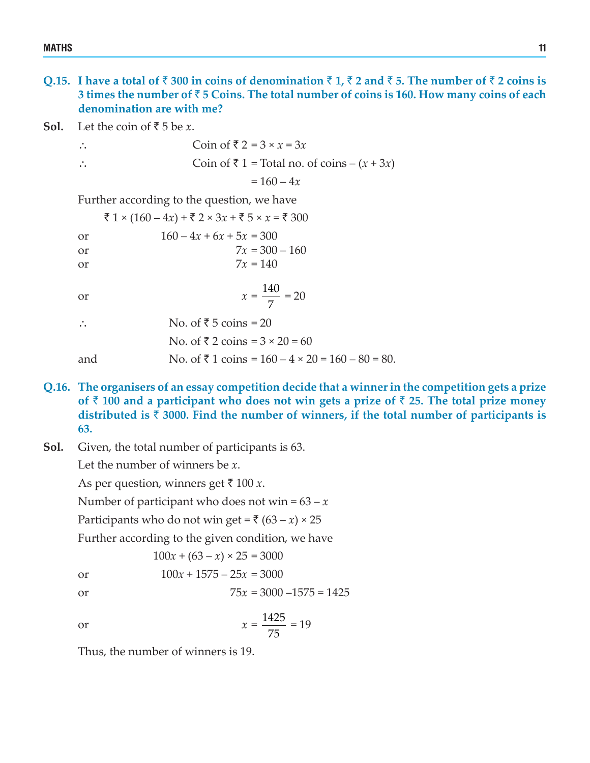**Q.15. I have a total of ₹ 300 in coins of denomination ₹ 1, ₹ 2 and ₹ 5. The number of ₹ 2 coins is 3 times the number of ₹ 5 Coins. The total number of coins is 160. How many coins of each denomination are with me?**

**Sol.** Let the coin of ₹ 5 be $x$.

$\therefore$ Coin of ₹ 2 = $3 \times x = 3x$

$\therefore$ Coin of ₹ 1 = Total no. of coins – $(x + 3x)$

$= 160 - 4x$

Further according to the question, we have

₹ $1 \times (160 - 4x)$ + ₹ $2 \times 3x$ + ₹ $5 \times x$ = ₹ 300

or $160 - 4x + 6x + 5x = 300$

or $7x = 300 - 160$

or $7x = 140$

or $x = \dfrac{140}{7} = 20$

$\therefore$ No. of ₹ 5 coins = 20

No. of ₹ 2 coins = $3 \times 20 = 60$

and No. of ₹ 1 coins = $160 - 4 \times 20 = 160 - 80 = 80$.

**Q.16. The organisers of an essay competition decide that a winner in the competition gets a prize of ₹ 100 and a participant who does not win gets a prize of ₹ 25. The total prize money distributed is ₹ 3000. Find the number of winners, if the total number of participants is 63.**

**Sol.** Given, the total number of participants is 63.

Let the number of winners be $x$.

As per question, winners get ₹ $100x$.

Number of participant who does not win = $63 - x$

Participants who do not win get = ₹ $(63 - x) \times 25$

Further according to the given condition, we have

$100x + (63 - x) \times 25 = 3000$

or $100x + 1575 - 25x = 3000$

or $75x = 3000 - 1575 = 1425$

or $x = \dfrac{1425}{75} = 19$

Thus, the number of winners is 19.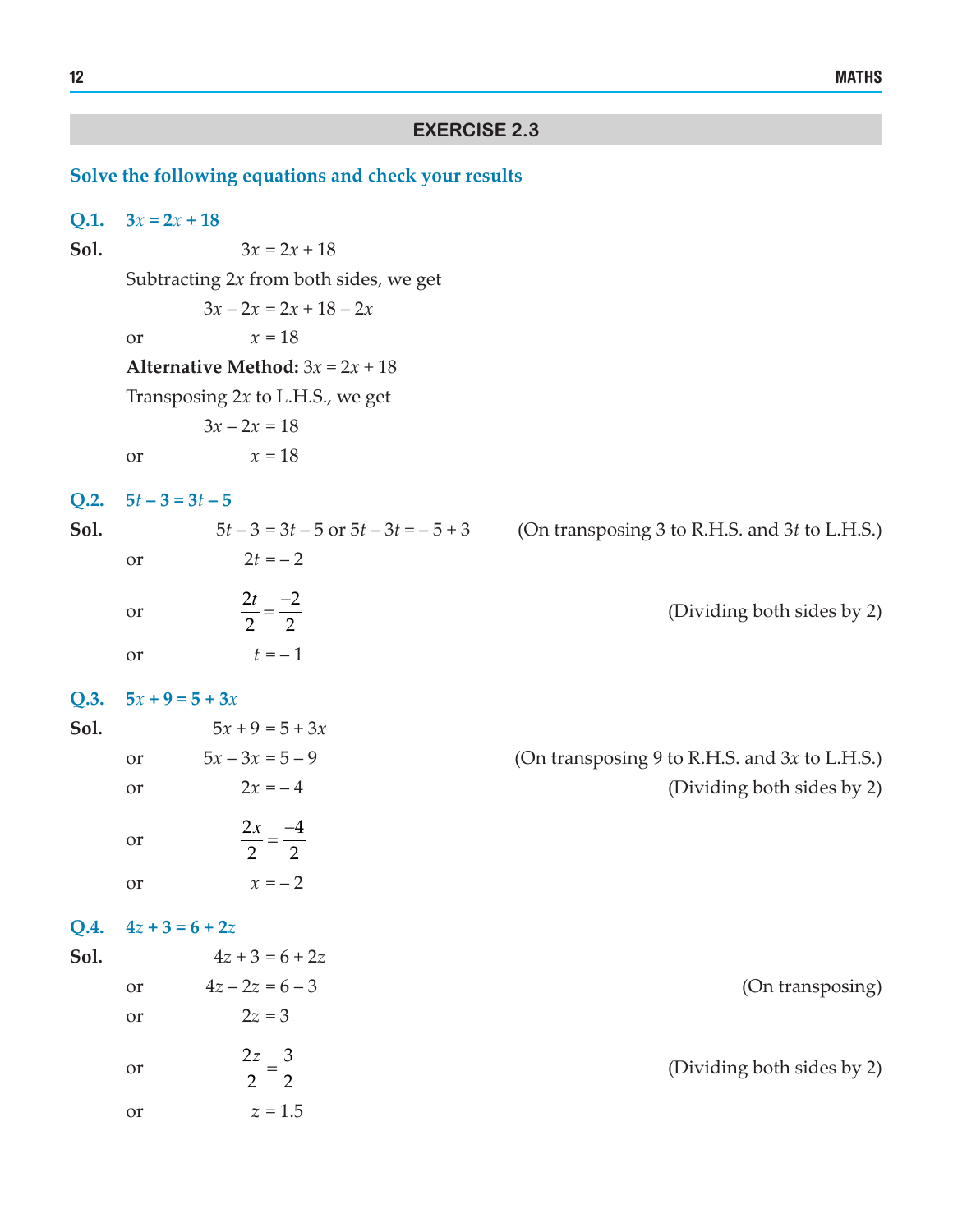## EXERCISE 2.3

**Solve the following equations and check your results**

**Q.1. $3x = 2x + 18$**

**Sol.** $3x = 2x + 18$

Subtracting $2x$ from both sides, we get

$$3x - 2x = 2x + 18 - 2x$$

or $x = 18$

**Alternative Method:** $3x = 2x + 18$

Transposing $2x$ to L.H.S., we get

$$3x - 2x = 18$$

or $x = 18$

**Q.2. $5t - 3 = 3t - 5$**

**Sol.** $5t - 3 = 3t - 5$ or $5t - 3t = -5 + 3$ (On transposing 3 to R.H.S. and $3t$ to L.H.S.)

or $2t = -2$

or $\dfrac{2t}{2} = \dfrac{-2}{2}$ (Dividing both sides by 2)

or $t = -1$

**Q.3. $5x + 9 = 5 + 3x$**

**Sol.** $5x + 9 = 5 + 3x$

or $5x - 3x = 5 - 9$ (On transposing 9 to R.H.S. and $3x$ to L.H.S.)

or $2x = -4$ (Dividing both sides by 2)

or $\dfrac{2x}{2} = \dfrac{-4}{2}$

or $x = -2$

**Q.4. $4z + 3 = 6 + 2z$**

**Sol.** $4z + 3 = 6 + 2z$

or $4z - 2z = 6 - 3$ (On transposing)

or $2z = 3$

or $\dfrac{2z}{2} = \dfrac{3}{2}$ (Dividing both sides by 2)

or $z = 1.5$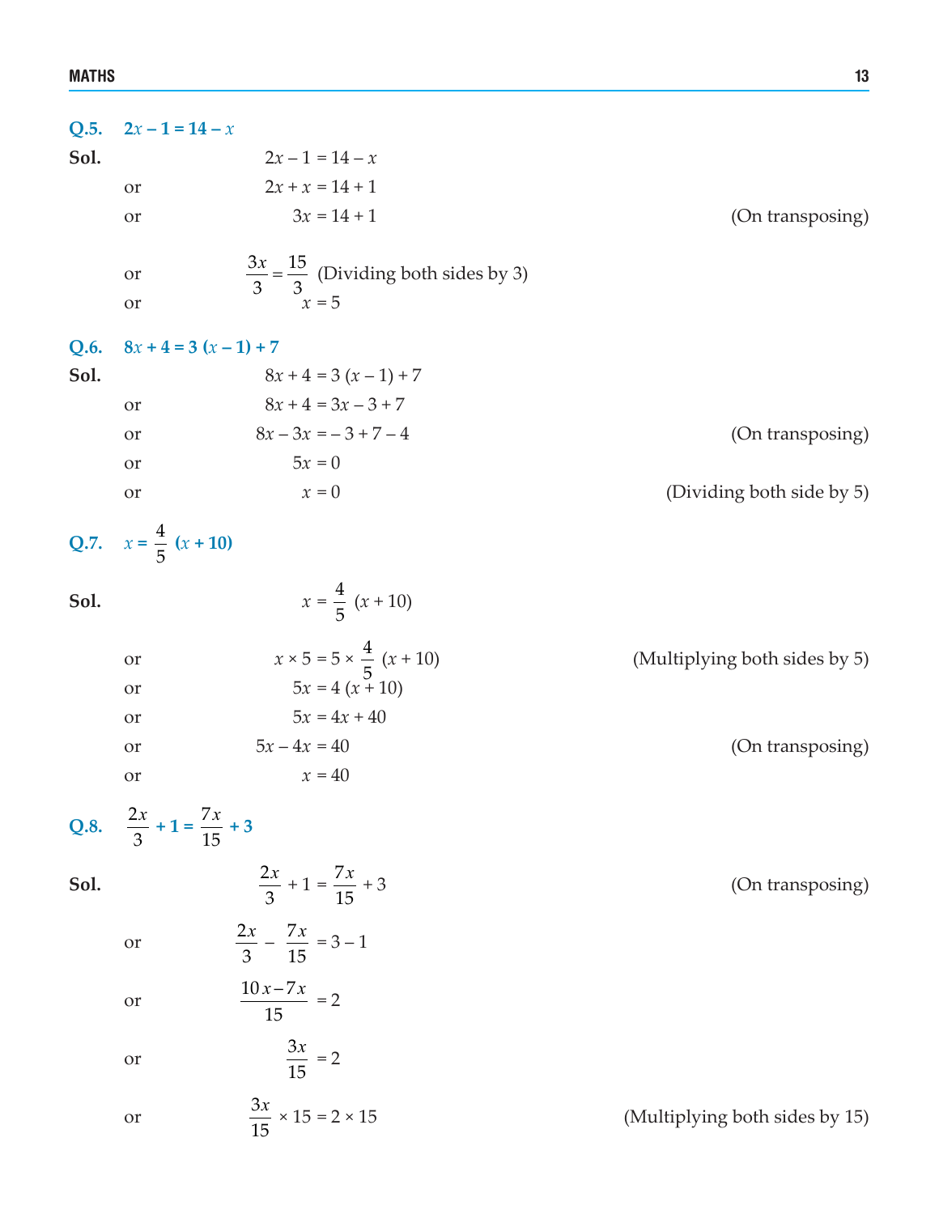**Q.5. $2x - 1 = 14 - x$**

**Sol.**

$$2x - 1 = 14 - x$$

or $$2x + x = 14 + 1$$

or $$3x = 14 + 1 \quad \text{(On transposing)}$$

or $$\frac{3x}{3} = \frac{15}{3} \quad \text{(Dividing both sides by 3)}$$

or $$x = 5$$

**Q.6. $8x + 4 = 3(x - 1) + 7$**

**Sol.**

$$8x + 4 = 3(x - 1) + 7$$

or $$8x + 4 = 3x - 3 + 7$$

or $$8x - 3x = -3 + 7 - 4 \quad \text{(On transposing)}$$

or $$5x = 0$$

or $$x = 0 \quad \text{(Dividing both side by 5)}$$

**Q.7. $x = \frac{4}{5}(x + 10)$**

**Sol.**

$$x = \frac{4}{5}(x + 10)$$

or $$x \times 5 = 5 \times \frac{4}{5}(x + 10) \quad \text{(Multiplying both sides by 5)}$$

or $$5x = 4(x + 10)$$

or $$5x = 4x + 40$$

or $$5x - 4x = 40 \quad \text{(On transposing)}$$

or $$x = 40$$

**Q.8. $\frac{2x}{3} + 1 = \frac{7x}{15} + 3$**

**Sol.**

$$\frac{2x}{3} + 1 = \frac{7x}{15} + 3 \quad \text{(On transposing)}$$

or $$\frac{2x}{3} - \frac{7x}{15} = 3 - 1$$

or $$\frac{10x - 7x}{15} = 2$$

or $$\frac{3x}{15} = 2$$

or $$\frac{3x}{15} \times 15 = 2 \times 15 \quad \text{(Multiplying both sides by 15)}$$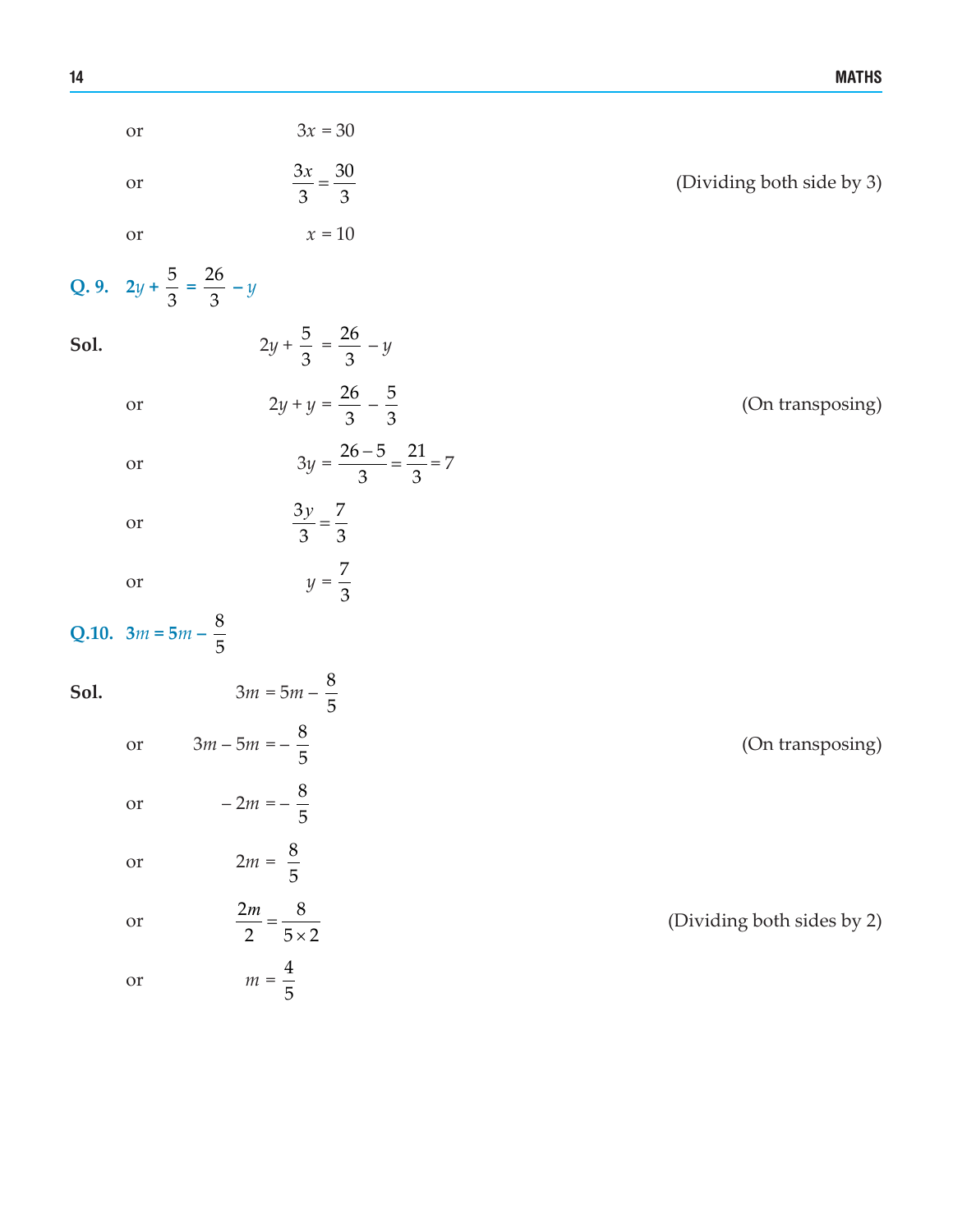or $\quad 3x = 30$

or $\quad \frac{3x}{3} = \frac{30}{3}$ (Dividing both side by 3)

or $\quad x = 10$

**Q. 9.** $2y + \frac{5}{3} = \frac{26}{3} - y$

**Sol.** $\quad 2y + \frac{5}{3} = \frac{26}{3} - y$

or $\quad 2y + y = \frac{26}{3} - \frac{5}{3}$ (On transposing)

or $\quad 3y = \frac{26-5}{3} = \frac{21}{3} = 7$

or $\quad \frac{3y}{3} = \frac{7}{3}$

or $\quad y = \frac{7}{3}$

**Q.10.** $3m = 5m - \frac{8}{5}$

**Sol.** $\quad 3m = 5m - \frac{8}{5}$

or $\quad 3m - 5m = -\frac{8}{5}$ (On transposing)

or $\quad -2m = -\frac{8}{5}$

or $\quad 2m = \frac{8}{5}$

or $\quad \frac{2m}{2} = \frac{8}{5 \times 2}$ (Dividing both sides by 2)

or $\quad m = \frac{4}{5}$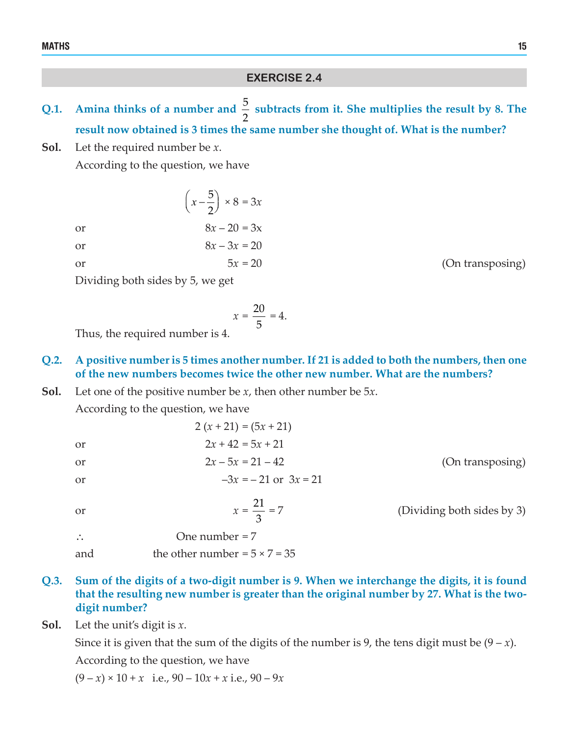## EXERCISE 2.4

**Q.1. Amina thinks of a number and $\frac{5}{2}$ subtracts from it. She multiplies the result by 8. The result now obtained is 3 times the same number she thought of. What is the number?**

**Sol.** Let the required number be $x$.

According to the question, we have

$$\left(x - \frac{5}{2}\right) \times 8 = 3x$$

or $8x - 20 = 3x$

or $8x - 3x = 20$

or $5x = 20$ (On transposing)

Dividing both sides by 5, we get

$$x = \frac{20}{5} = 4.$$

Thus, the required number is 4.

**Q.2. A positive number is 5 times another number. If 21 is added to both the numbers, then one of the new numbers becomes twice the other new number. What are the numbers?**

**Sol.** Let one of the positive number be $x$, then other number be $5x$.

According to the question, we have

$$2(x + 21) = (5x + 21)$$

or $2x + 42 = 5x + 21$

or $2x - 5x = 21 - 42$ (On transposing)

or $-3x = -21$ or $3x = 21$

or $x = \frac{21}{3} = 7$ (Dividing both sides by 3)

$\therefore$ One number = 7

and the other number = $5 \times 7 = 35$

**Q.3. Sum of the digits of a two-digit number is 9. When we interchange the digits, it is found that the resulting new number is greater than the original number by 27. What is the two-digit number?**

**Sol.** Let the unit's digit is $x$.

Since it is given that the sum of the digits of the number is 9, the tens digit must be $(9 - x)$.

According to the question, we have

$(9 - x) \times 10 + x$ i.e., $90 - 10x + x$ i.e., $90 - 9x$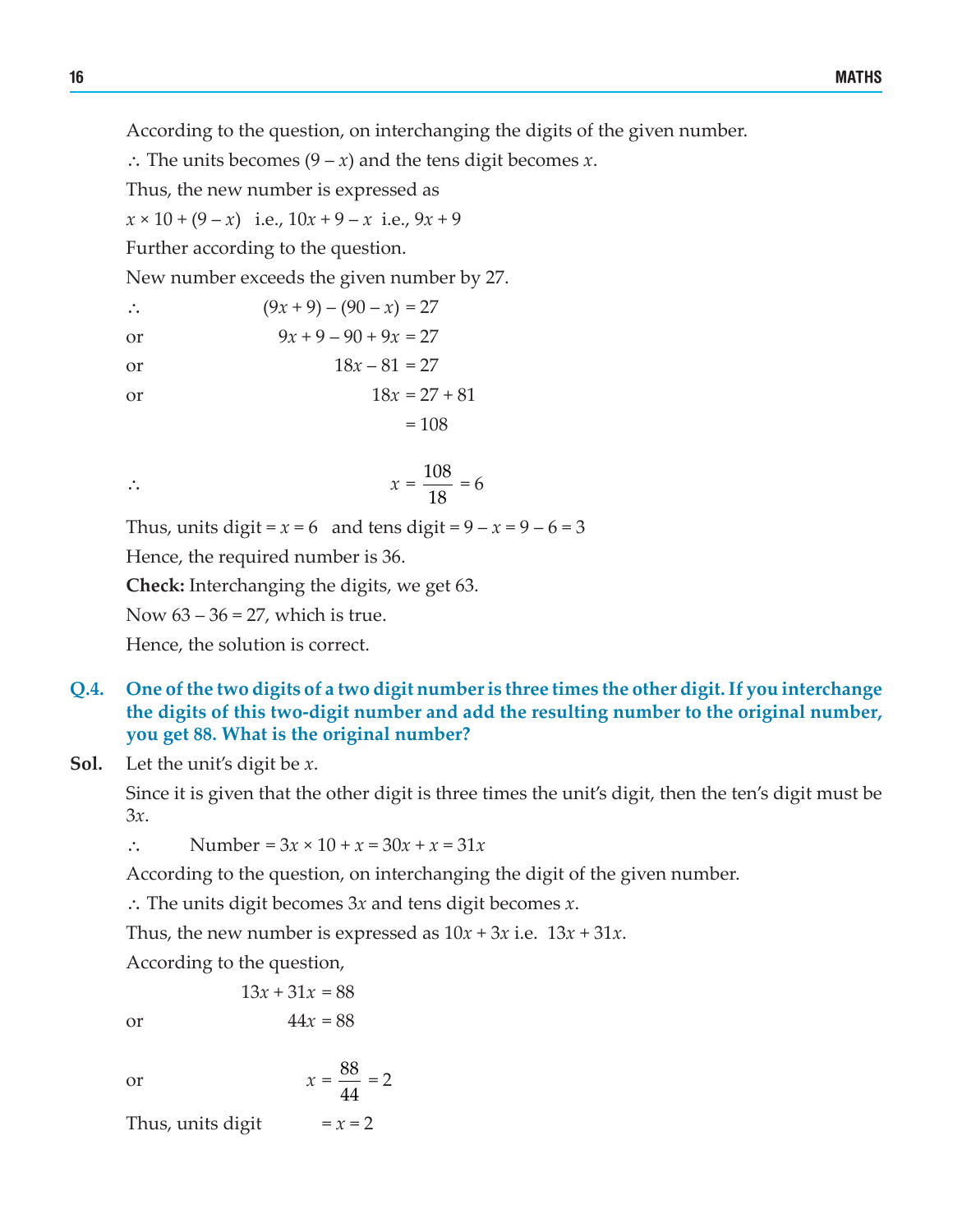According to the question, on interchanging the digits of the given number.

$\therefore$ The units becomes $(9 - x)$ and the tens digit becomes $x$.

Thus, the new number is expressed as

$x \times 10 + (9 - x)$ i.e., $10x + 9 - x$ i.e., $9x + 9$

Further according to the question.

New number exceeds the given number by 27.

$$\therefore \quad (9x + 9) - (90 - x) = 27$$

$$\text{or} \quad 9x + 9 - 90 + 9x = 27$$

$$\text{or} \quad 18x - 81 = 27$$

$$\text{or} \quad 18x = 27 + 81 = 108$$

$$\therefore \quad x = \frac{108}{18} = 6$$

Thus, units digit $= x = 6$ and tens digit $= 9 - x = 9 - 6 = 3$

Hence, the required number is 36.

**Check:** Interchanging the digits, we get 63.

Now $63 - 36 = 27$, which is true.

Hence, the solution is correct.

**Q.4. One of the two digits of a two digit number is three times the other digit. If you interchange the digits of this two-digit number and add the resulting number to the original number, you get 88. What is the original number?**

**Sol.** Let the unit's digit be $x$.

Since it is given that the other digit is three times the unit's digit, then the ten's digit must be $3x$.

$\therefore$ Number $= 3x \times 10 + x = 30x + x = 31x$

According to the question, on interchanging the digit of the given number.

$\therefore$ The units digit becomes $3x$ and tens digit becomes $x$.

Thus, the new number is expressed as $10x + 3x$ i.e. $13x + 31x$.

According to the question,

$$13x + 31x = 88$$

$$\text{or} \quad 44x = 88$$

$$\text{or} \quad x = \frac{88}{44} = 2$$

Thus, units digit $= x = 2$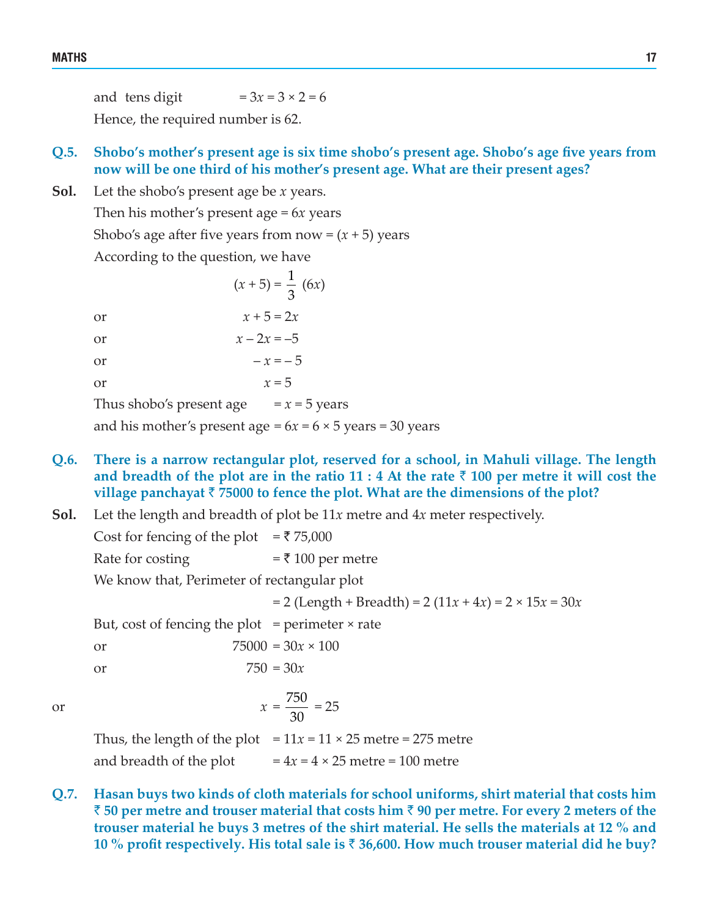and tens digit $= 3x = 3 \times 2 = 6$

Hence, the required number is 62.

**Q.5. Shobo's mother's present age is six time shobo's present age. Shobo's age five years from now will be one third of his mother's present age. What are their present ages?**

**Sol.** Let the shobo's present age be $x$ years.

Then his mother's present age = $6x$ years

Shobo's age after five years from now = $(x + 5)$ years

According to the question, we have

$$(x + 5) = \frac{1}{3}(6x)$$

or $\quad x + 5 = 2x$

or $\quad x - 2x = -5$

or $\quad -x = -5$

or $\quad x = 5$

Thus shobo's present age $= x = 5$ years

and his mother's present age $= 6x = 6 \times 5$ years $= 30$ years

**Q.6. There is a narrow rectangular plot, reserved for a school, in Mahuli village. The length and breadth of the plot are in the ratio 11 : 4 At the rate ₹ 100 per metre it will cost the village panchayat ₹ 75000 to fence the plot. What are the dimensions of the plot?**

**Sol.** Let the length and breadth of plot be $11x$ metre and $4x$ meter respectively.

Cost for fencing of the plot = ₹ 75,000

Rate for costing = ₹ 100 per metre

We know that, Perimeter of rectangular plot

$$= 2\,(\text{Length} + \text{Breadth}) = 2\,(11x + 4x) = 2 \times 15x = 30x$$

But, cost of fencing the plot = perimeter × rate

or $\quad 75000 = 30x \times 100$

or $\quad 750 = 30x$

or $\quad x = \frac{750}{30} = 25$

Thus, the length of the plot $= 11x = 11 \times 25$ metre $= 275$ metre

and breadth of the plot $= 4x = 4 \times 25$ metre $= 100$ metre

**Q.7. Hasan buys two kinds of cloth materials for school uniforms, shirt material that costs him ₹ 50 per metre and trouser material that costs him ₹ 90 per metre. For every 2 meters of the trouser material he buys 3 metres of the shirt material. He sells the materials at 12 % and 10 % profit respectively. His total sale is ₹ 36,600. How much trouser material did he buy?**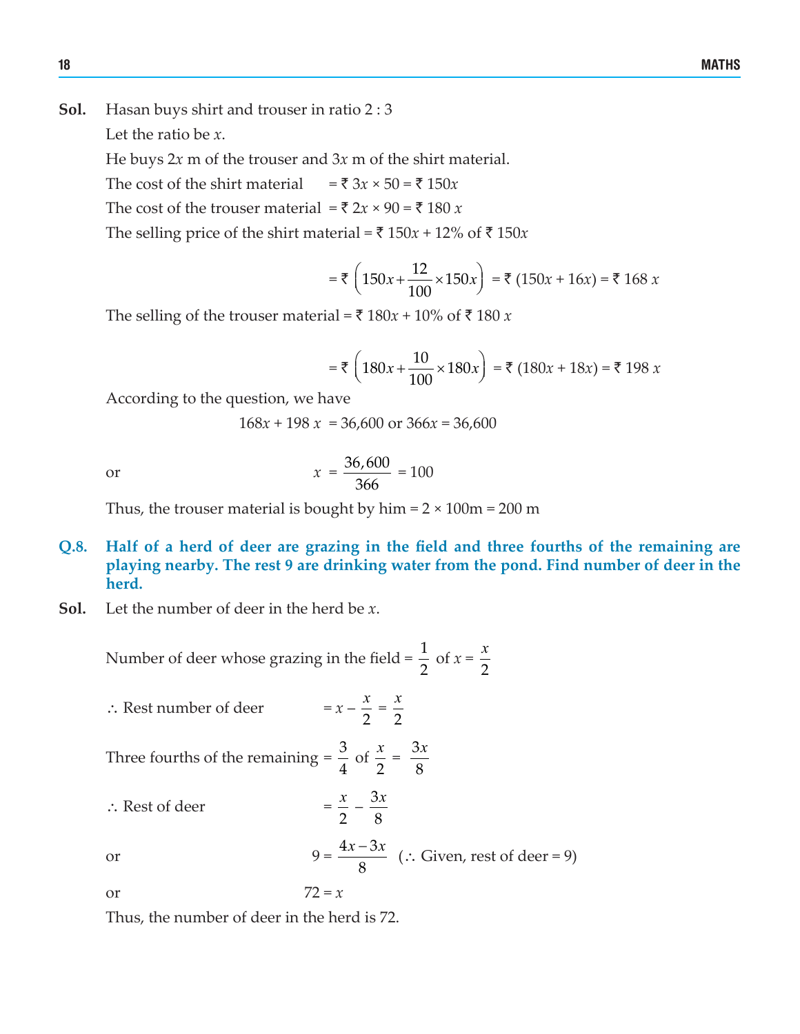**Sol.** Hasan buys shirt and trouser in ratio 2 : 3

Let the ratio be $x$.

He buys $2x$ m of the trouser and $3x$ m of the shirt material.

The cost of the shirt material $= ₹\ 3x \times 50 = ₹\ 150x$

The cost of the trouser material $= ₹\ 2x \times 90 = ₹\ 180\ x$

The selling price of the shirt material $= ₹\ 150x + 12\%$ of $₹\ 150x$

$$= ₹\left(150x + \frac{12}{100} \times 150x\right) = ₹\ (150x + 16x) = ₹\ 168\ x$$

The selling of the trouser material $= ₹\ 180x + 10\%$ of $₹\ 180\ x$

$$= ₹\left(180x + \frac{10}{100} \times 180x\right) = ₹\ (180x + 18x) = ₹\ 198\ x$$

According to the question, we have

$$168x + 198\ x = 36{,}600 \text{ or } 366x = 36{,}600$$

or
$$x = \frac{36{,}600}{366} = 100$$

Thus, the trouser material is bought by him = 2 × 100m = 200 m

**Q.8. Half of a herd of deer are grazing in the field and three fourths of the remaining are playing nearby. The rest 9 are drinking water from the pond. Find number of deer in the herd.**

**Sol.** Let the number of deer in the herd be $x$.

Number of deer whose grazing in the field $= \frac{1}{2}$ of $x = \frac{x}{2}$

$\therefore$ Rest number of deer $= x - \frac{x}{2} = \frac{x}{2}$

Three fourths of the remaining $= \frac{3}{4}$ of $\frac{x}{2} = \frac{3x}{8}$

$\therefore$ Rest of deer $= \frac{x}{2} - \frac{3x}{8}$

or
$$9 = \frac{4x - 3x}{8} \quad (\because \text{Given, rest of deer} = 9)$$

or
$$72 = x$$

Thus, the number of deer in the herd is 72.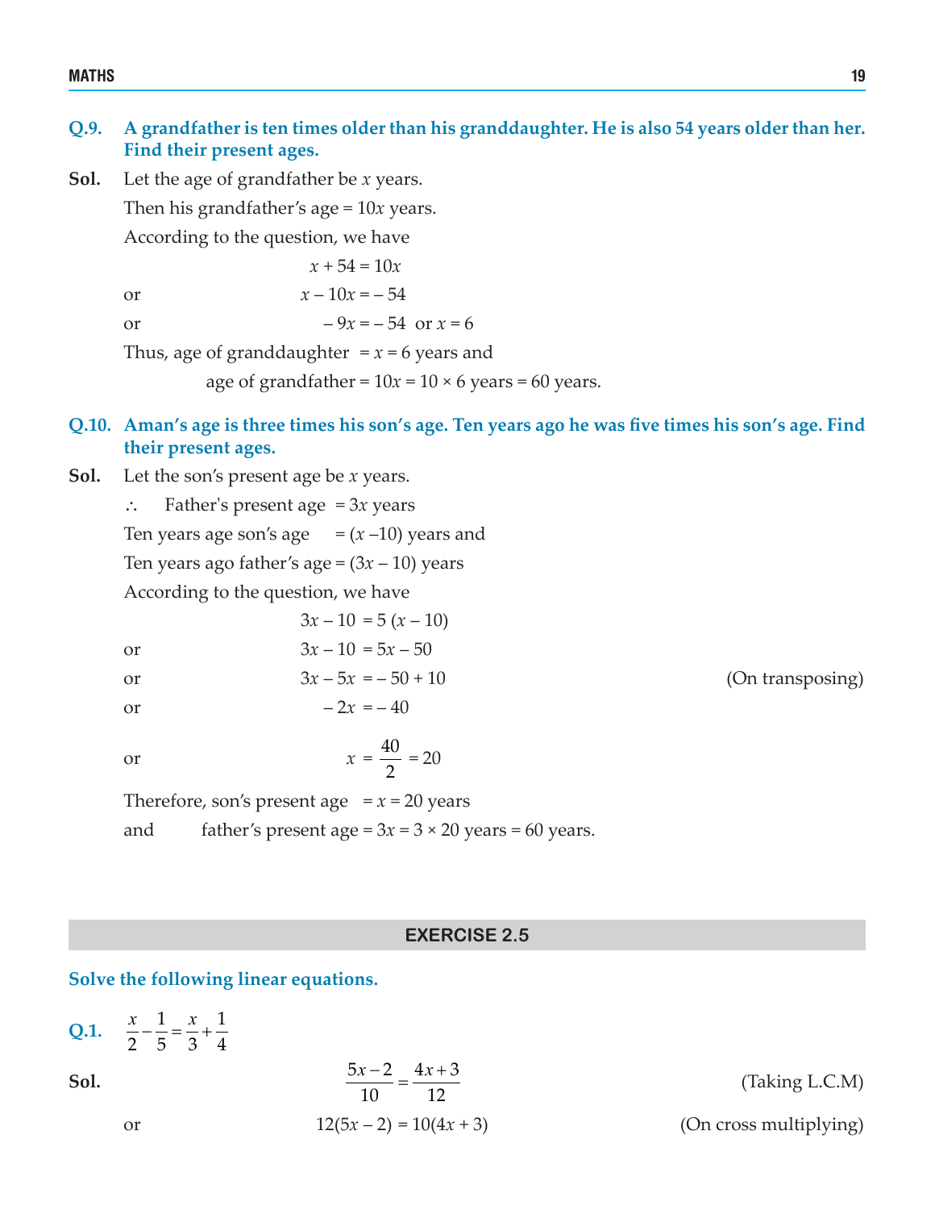**Q.9. A grandfather is ten times older than his granddaughter. He is also 54 years older than her. Find their present ages.**

**Sol.** Let the age of grandfather be $x$ years.

Then his grandfather's age = $10x$ years.

According to the question, we have

$$x + 54 = 10x$$

or $$x - 10x = -54$$

or $$-9x = -54 \text{ or } x = 6$$

Thus, age of granddaughter $= x = 6$ years and

age of grandfather $= 10x = 10 \times 6$ years = 60 years.

**Q.10. Aman's age is three times his son's age. Ten years ago he was five times his son's age. Find their present ages.**

**Sol.** Let the son's present age be $x$ years.

$\therefore$ Father's present age $= 3x$ years

Ten years age son's age $= (x - 10)$ years and

Ten years ago father's age $= (3x - 10)$ years

According to the question, we have

$$3x - 10 = 5(x - 10)$$

or $$3x - 10 = 5x - 50$$

or $$3x - 5x = -50 + 10 \quad \text{(On transposing)}$$

or $$-2x = -40$$

or $$x = \frac{40}{2} = 20$$

Therefore, son's present age $= x = 20$ years

and father's present age $= 3x = 3 \times 20$ years = 60 years.

## EXERCISE 2.5

**Solve the following linear equations.**

**Q.1.** $\frac{x}{2} - \frac{1}{5} = \frac{x}{3} + \frac{1}{4}$

**Sol.** $$\frac{5x-2}{10} = \frac{4x+3}{12} \quad \text{(Taking L.C.M)}$$

or $$12(5x - 2) = 10(4x + 3) \quad \text{(On cross multiplying)}$$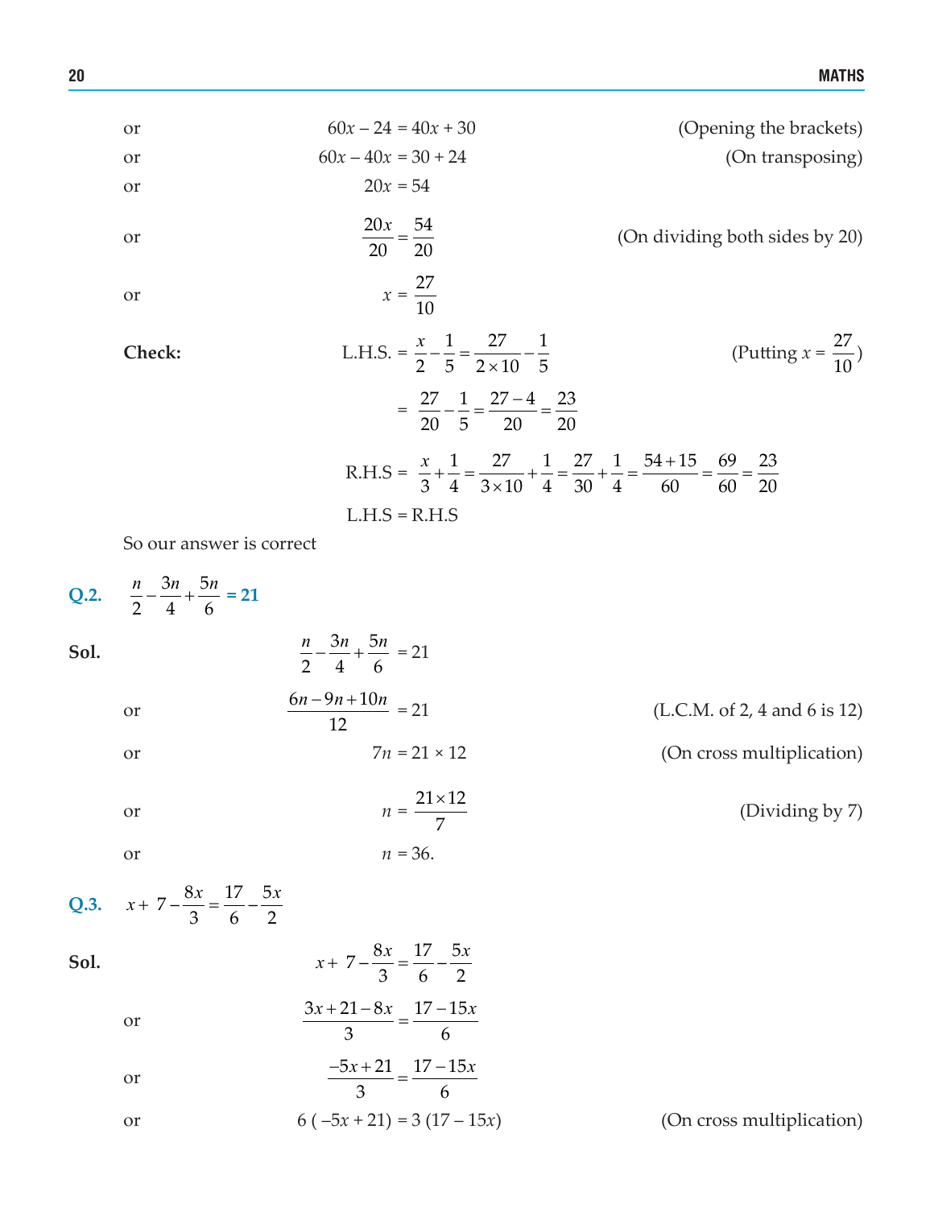or $\quad 60x - 24 = 40x + 30 \quad$ (Opening the brackets)

or $\quad 60x - 40x = 30 + 24 \quad$ (On transposing)

or $\quad 20x = 54$

or $\quad \dfrac{20x}{20} = \dfrac{54}{20} \quad$ (On dividing both sides by 20)

or $\quad x = \dfrac{27}{10}$

**Check:** $\quad$ L.H.S. $= \dfrac{x}{2} - \dfrac{1}{5} = \dfrac{27}{2 \times 10} - \dfrac{1}{5} \quad$ (Putting $x = \dfrac{27}{10}$)

$$= \frac{27}{20} - \frac{1}{5} = \frac{27-4}{20} = \frac{23}{20}$$

R.H.S $= \dfrac{x}{3} + \dfrac{1}{4} = \dfrac{27}{3 \times 10} + \dfrac{1}{4} = \dfrac{27}{30} + \dfrac{1}{4} = \dfrac{54+15}{60} = \dfrac{69}{60} = \dfrac{23}{20}$

L.H.S = R.H.S

So our answer is correct

**Q.2.** $\dfrac{n}{2} - \dfrac{3n}{4} + \dfrac{5n}{6}$ **= 21**

**Sol.** $\quad \dfrac{n}{2} - \dfrac{3n}{4} + \dfrac{5n}{6} = 21$

or $\quad \dfrac{6n - 9n + 10n}{12} = 21 \quad$ (L.C.M. of 2, 4 and 6 is 12)

or $\quad 7n = 21 \times 12 \quad$ (On cross multiplication)

or $\quad n = \dfrac{21 \times 12}{7} \quad$ (Dividing by 7)

or $\quad n = 36.$

**Q.3.** $x + 7 - \dfrac{8x}{3} = \dfrac{17}{6} - \dfrac{5x}{2}$

**Sol.** $\quad x + 7 - \dfrac{8x}{3} = \dfrac{17}{6} - \dfrac{5x}{2}$

or $\quad \dfrac{3x + 21 - 8x}{3} = \dfrac{17 - 15x}{6}$

or $\quad \dfrac{-5x + 21}{3} = \dfrac{17 - 15x}{6}$

or $\quad 6(-5x + 21) = 3(17 - 15x) \quad$ (On cross multiplication)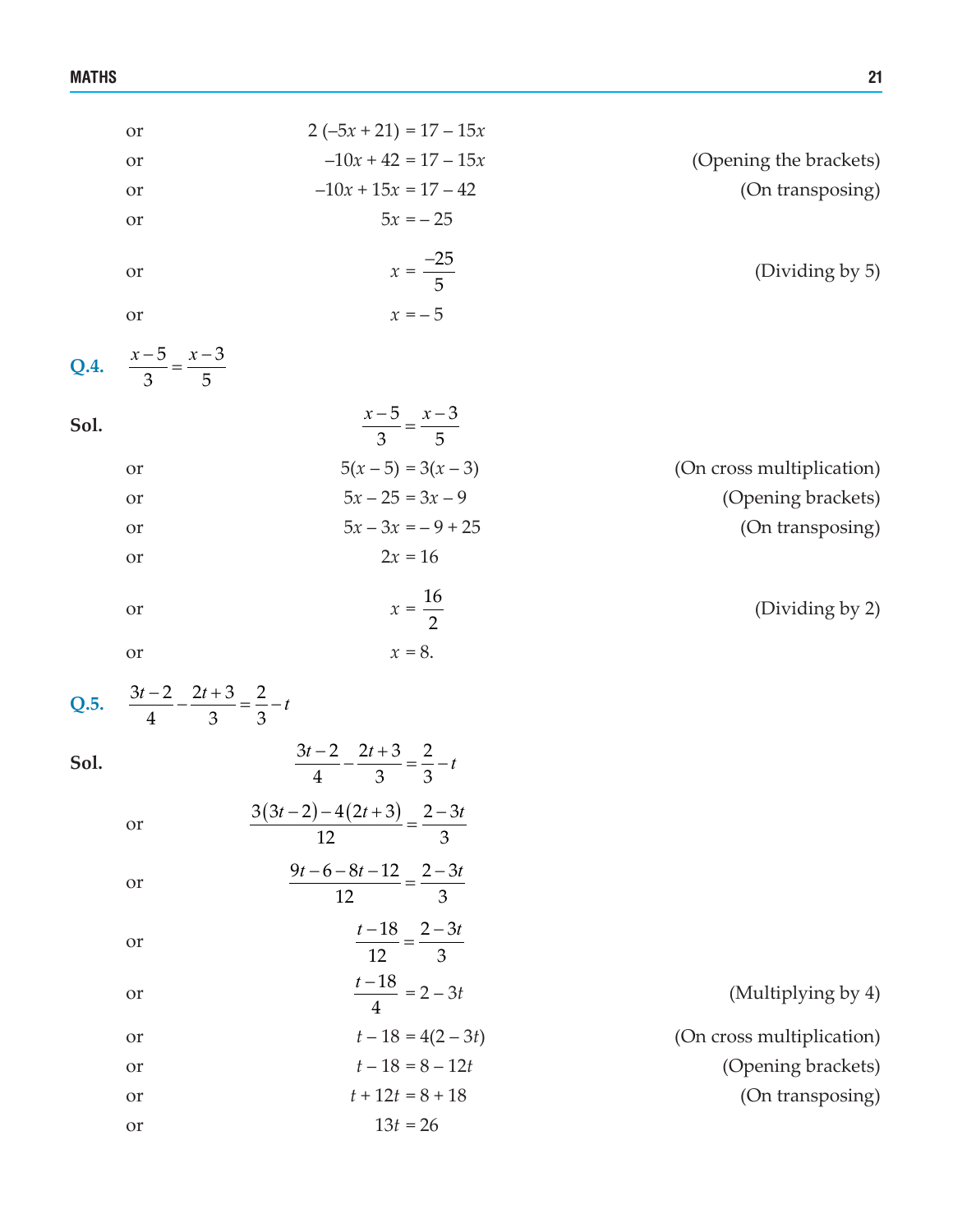or $2(-5x + 21) = 17 - 15x$

or $-10x + 42 = 17 - 15x$ (Opening the brackets)

or $-10x + 15x = 17 - 42$ (On transposing)

or $5x = -25$

or $x = \frac{-25}{5}$ (Dividing by 5)

or $x = -5$

**Q.4.** $\frac{x-5}{3} = \frac{x-3}{5}$

**Sol.** $\frac{x-5}{3} = \frac{x-3}{5}$

or $5(x - 5) = 3(x - 3)$ (On cross multiplication)

or $5x - 25 = 3x - 9$ (Opening brackets)

or $5x - 3x = -9 + 25$ (On transposing)

or $2x = 16$

or $x = \frac{16}{2}$ (Dividing by 2)

or $x = 8.$

**Q.5.** $\frac{3t-2}{4} - \frac{2t+3}{3} = \frac{2}{3} - t$

**Sol.** $\frac{3t-2}{4} - \frac{2t+3}{3} = \frac{2}{3} - t$

or $\frac{3(3t-2)-4(2t+3)}{12} = \frac{2-3t}{3}$

or $\frac{9t-6-8t-12}{12} = \frac{2-3t}{3}$

or $\frac{t-18}{12} = \frac{2-3t}{3}$

or $\frac{t-18}{4} = 2 - 3t$ (Multiplying by 4)

or $t - 18 = 4(2 - 3t)$ (On cross multiplication)

or $t - 18 = 8 - 12t$ (Opening brackets)

or $t + 12t = 8 + 18$ (On transposing)

or $13t = 26$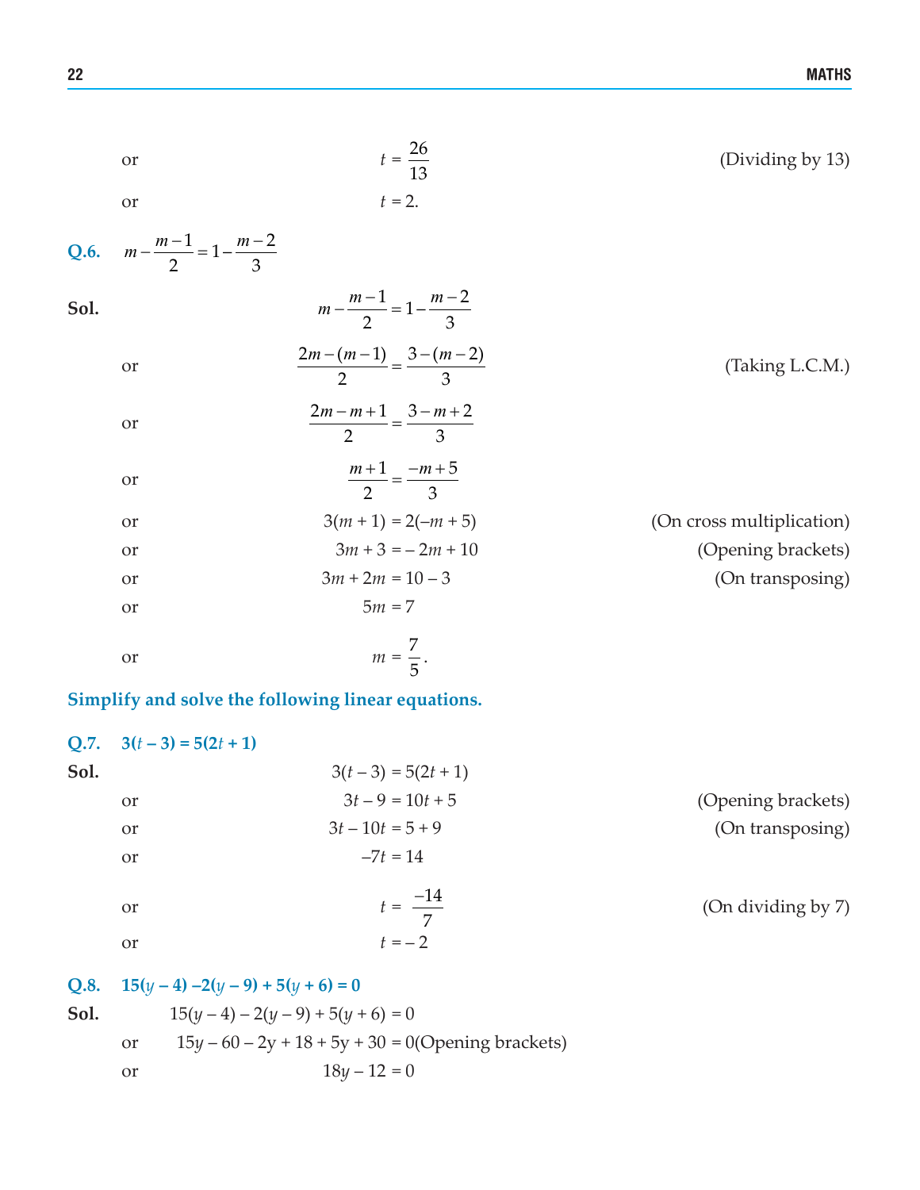or $\quad t = \dfrac{26}{13}$ (Dividing by 13)

or $\quad t = 2.$

**Q.6.** $m - \dfrac{m-1}{2} = 1 - \dfrac{m-2}{3}$

**Sol.** $\quad m - \dfrac{m-1}{2} = 1 - \dfrac{m-2}{3}$

or $\quad \dfrac{2m-(m-1)}{2} = \dfrac{3-(m-2)}{3}$ (Taking L.C.M.)

or $\quad \dfrac{2m-m+1}{2} = \dfrac{3-m+2}{3}$

or $\quad \dfrac{m+1}{2} = \dfrac{-m+5}{3}$

or $\quad 3(m+1) = 2(-m+5)$ (On cross multiplication)

or $\quad 3m + 3 = -2m + 10$ (Opening brackets)

or $\quad 3m + 2m = 10 - 3$ (On transposing)

or $\quad 5m = 7$

or $\quad m = \dfrac{7}{5}.$

**Simplify and solve the following linear equations.**

**Q.7.** $3(t-3) = 5(2t+1)$

**Sol.** $\quad 3(t-3) = 5(2t+1)$

or $\quad 3t - 9 = 10t + 5$ (Opening brackets)

or $\quad 3t - 10t = 5 + 9$ (On transposing)

or $\quad -7t = 14$

or $\quad t = \dfrac{-14}{7}$ (On dividing by 7)

or $\quad t = -2$

**Q.8.** $15(y-4) - 2(y-9) + 5(y+6) = 0$

**Sol.** $\quad 15(y-4) - 2(y-9) + 5(y+6) = 0$

or $\quad 15y - 60 - 2y + 18 + 5y + 30 = 0$ (Opening brackets)

or $\quad 18y - 12 = 0$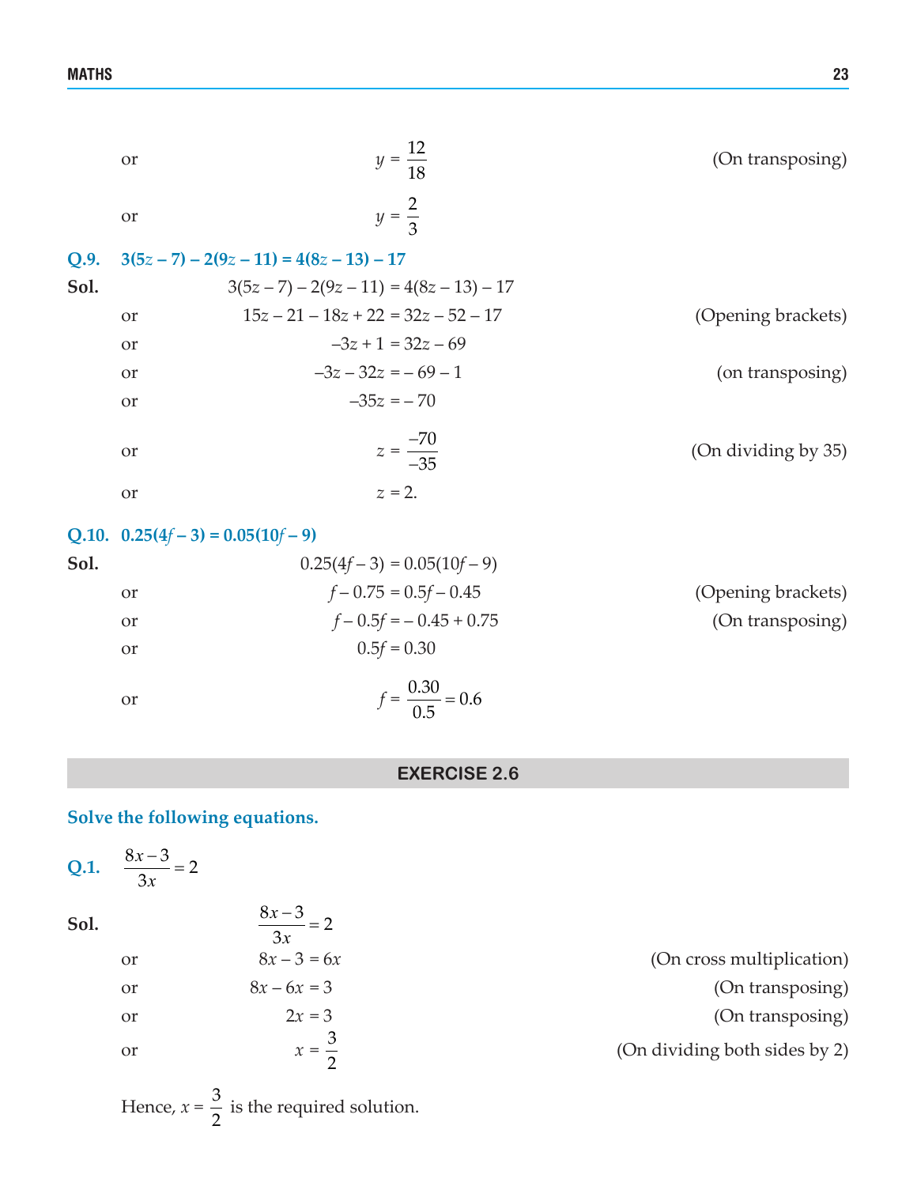or $\quad y = \frac{12}{18}$ (On transposing)

or $\quad y = \frac{2}{3}$

**Q.9. $3(5z - 7) - 2(9z - 11) = 4(8z - 13) - 17$**

**Sol.** $\quad 3(5z - 7) - 2(9z - 11) = 4(8z - 13) - 17$

or $\quad 15z - 21 - 18z + 22 = 32z - 52 - 17$ (Opening brackets)

or $\quad -3z + 1 = 32z - 69$

or $\quad -3z - 32z = -69 - 1$ (on transposing)

or $\quad -35z = -70$

or $\quad z = \frac{-70}{-35}$ (On dividing by 35)

or $\quad z = 2.$

**Q.10. $0.25(4f - 3) = 0.05(10f - 9)$**

**Sol.** $\quad 0.25(4f - 3) = 0.05(10f - 9)$

or $\quad f - 0.75 = 0.5f - 0.45$ (Opening brackets)

or $\quad f - 0.5f = -0.45 + 0.75$ (On transposing)

or $\quad 0.5f = 0.30$

or $\quad f = \frac{0.30}{0.5} = 0.6$

## EXERCISE 2.6

**Solve the following equations.**

**Q.1.** $\frac{8x - 3}{3x} = 2$

**Sol.** $\quad \frac{8x - 3}{3x} = 2$

or $\quad 8x - 3 = 6x$ (On cross multiplication)

or $\quad 8x - 6x = 3$ (On transposing)

or $\quad 2x = 3$ (On transposing)

or $\quad x = \frac{3}{2}$ (On dividing both sides by 2)

Hence, $x = \frac{3}{2}$ is the required solution.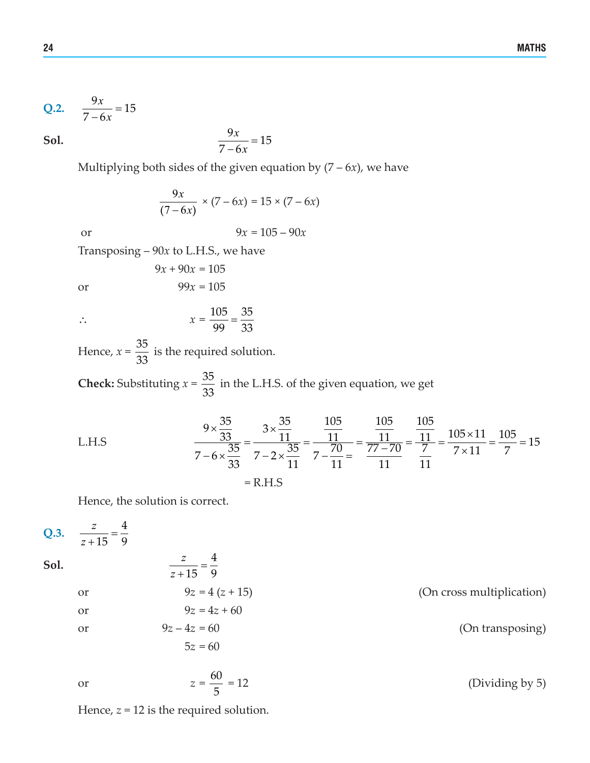**Q.2.** $\dfrac{9x}{7-6x} = 15$

**Sol.**

$$\frac{9x}{7-6x} = 15$$

Multiplying both sides of the given equation by $(7 - 6x)$, we have

$$\frac{9x}{(7-6x)} \times (7-6x) = 15 \times (7-6x)$$

or

$$9x = 105 - 90x$$

Transposing $-90x$ to L.H.S., we have

$$9x + 90x = 105$$

or

$$99x = 105$$

$\therefore$

$$x = \frac{105}{99} = \frac{35}{33}$$

Hence, $x = \dfrac{35}{33}$ is the required solution.

**Check:** Substituting $x = \dfrac{35}{33}$ in the L.H.S. of the given equation, we get

L.H.S

$$\frac{9 \times \frac{35}{33}}{7 - 6 \times \frac{35}{33}} = \frac{3 \times \frac{35}{11}}{7 - 2 \times \frac{35}{11}} = \frac{\frac{105}{11}}{7 - \frac{70}{11}} = \frac{\frac{105}{11}}{\frac{77-70}{11}} = \frac{\frac{105}{11}}{\frac{7}{11}} = \frac{105 \times 11}{7 \times 11} = \frac{105}{7} = 15$$

$$= \text{R.H.S}$$

Hence, the solution is correct.

**Q.3.** $\dfrac{z}{z+15} = \dfrac{4}{9}$

**Sol.**

$$\frac{z}{z+15} = \frac{4}{9}$$

or $9z = 4(z + 15)$ (On cross multiplication)

or $9z = 4z + 60$

or $9z - 4z = 60$ (On transposing)

$5z = 60$

or $z = \dfrac{60}{5} = 12$ (Dividing by 5)

Hence, $z = 12$ is the required solution.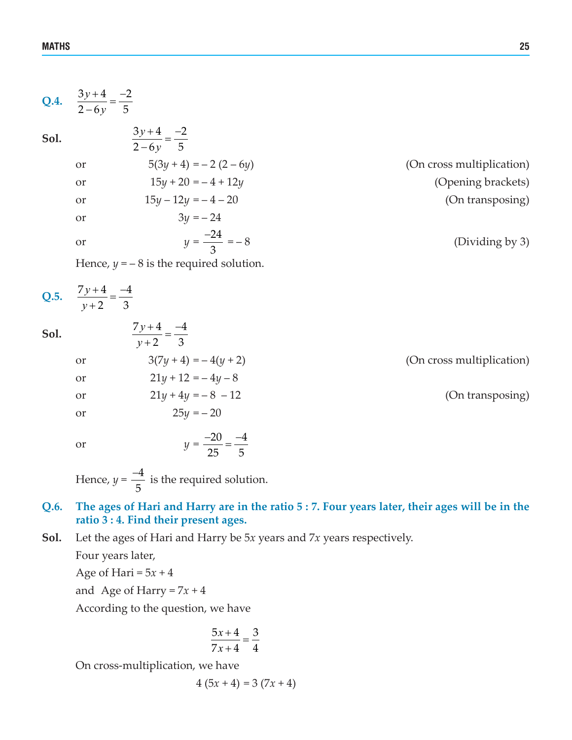**Q.4.** $\frac{3y+4}{2-6y} = \frac{-2}{5}$

**Sol.**

$$\frac{3y+4}{2-6y} = \frac{-2}{5}$$

or $\quad 5(3y + 4) = -2(2 - 6y)$ (On cross multiplication)

or $\quad 15y + 20 = -4 + 12y$ (Opening brackets)

or $\quad 15y - 12y = -4 - 20$ (On transposing)

or $\quad 3y = -24$

or $\quad y = \frac{-24}{3} = -8$ (Dividing by 3)

Hence, $y = -8$ is the required solution.

**Q.5.** $\frac{7y+4}{y+2} = \frac{-4}{3}$

**Sol.**

$$\frac{7y+4}{y+2} = \frac{-4}{3}$$

or $\quad 3(7y + 4) = -4(y + 2)$ (On cross multiplication)

or $\quad 21y + 12 = -4y - 8$

or $\quad 21y + 4y = -8 - 12$ (On transposing)

or $\quad 25y = -20$

or $\quad y = \frac{-20}{25} = \frac{-4}{5}$

Hence, $y = \frac{-4}{5}$ is the required solution.

**Q.6. The ages of Hari and Harry are in the ratio 5 : 7. Four years later, their ages will be in the ratio 3 : 4. Find their present ages.**

**Sol.** Let the ages of Hari and Harry be $5x$ years and $7x$ years respectively.

Four years later,

Age of Hari = $5x + 4$

and Age of Harry = $7x + 4$

According to the question, we have

$$\frac{5x+4}{7x+4} = \frac{3}{4}$$

On cross-multiplication, we have

$$4(5x + 4) = 3(7x + 4)$$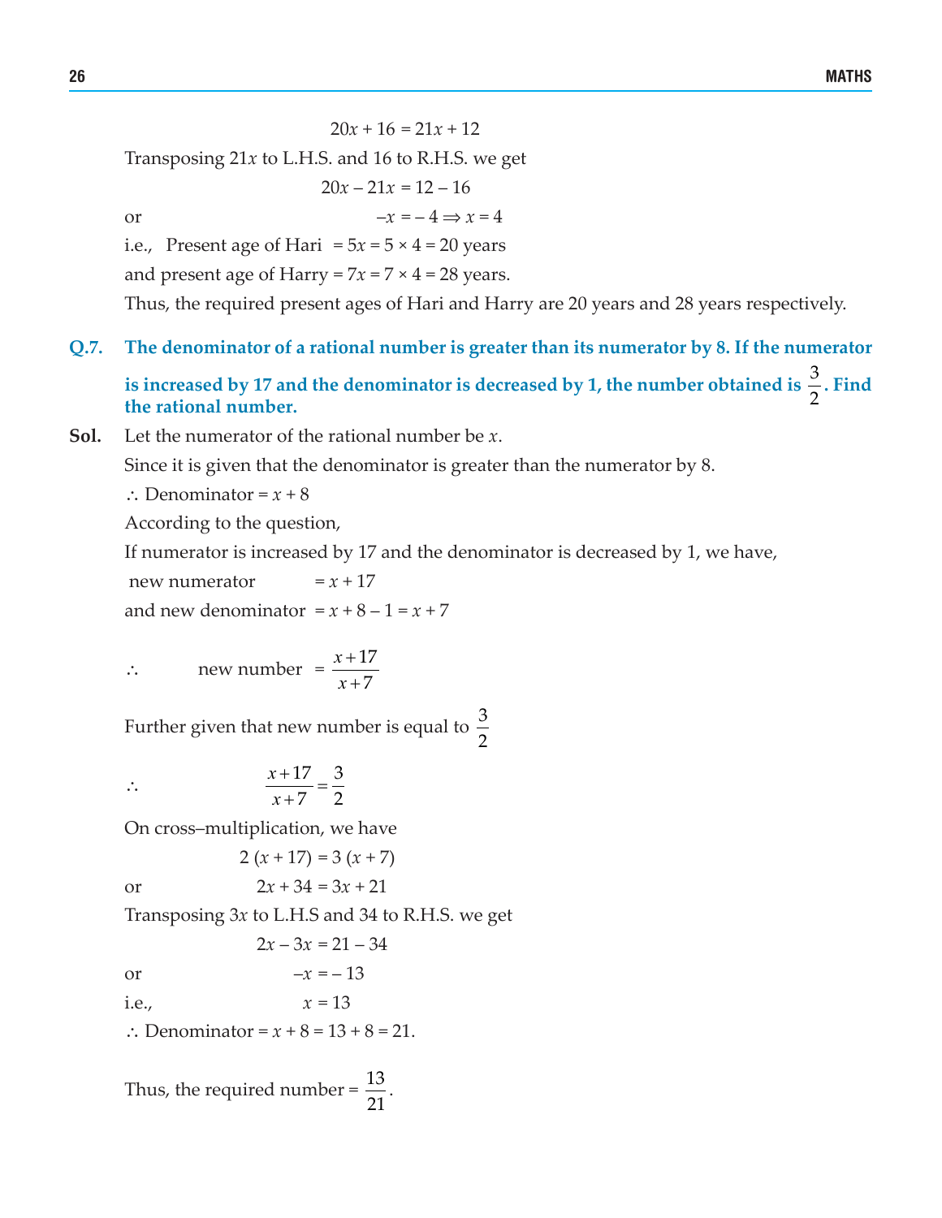$$20x + 16 = 21x + 12$$

Transposing $21x$ to L.H.S. and 16 to R.H.S. we get

$$20x - 21x = 12 - 16$$

or $$-x = -4 \Rightarrow x = 4$$

i.e., Present age of Hari $= 5x = 5 \times 4 = 20$ years

and present age of Harry $= 7x = 7 \times 4 = 28$ years.

Thus, the required present ages of Hari and Harry are 20 years and 28 years respectively.

**Q.7. The denominator of a rational number is greater than its numerator by 8. If the numerator is increased by 17 and the denominator is decreased by 1, the number obtained is $\frac{3}{2}$. Find the rational number.**

**Sol.** Let the numerator of the rational number be $x$.

Since it is given that the denominator is greater than the numerator by 8.

$\therefore$ Denominator $= x + 8$

According to the question,

If numerator is increased by 17 and the denominator is decreased by 1, we have,

new numerator $= x + 17$

and new denominator $= x + 8 - 1 = x + 7$

$\therefore$ new number $= \dfrac{x+17}{x+7}$

Further given that new number is equal to $\frac{3}{2}$

$$\therefore \quad \frac{x+17}{x+7} = \frac{3}{2}$$

On cross–multiplication, we have

$$2(x + 17) = 3(x + 7)$$

or $$2x + 34 = 3x + 21$$

Transposing $3x$ to L.H.S and 34 to R.H.S. we get

$$2x - 3x = 21 - 34$$

or $$-x = -13$$

i.e., $$x = 13$$

$\therefore$ Denominator $= x + 8 = 13 + 8 = 21$.

Thus, the required number $= \dfrac{13}{21}$.